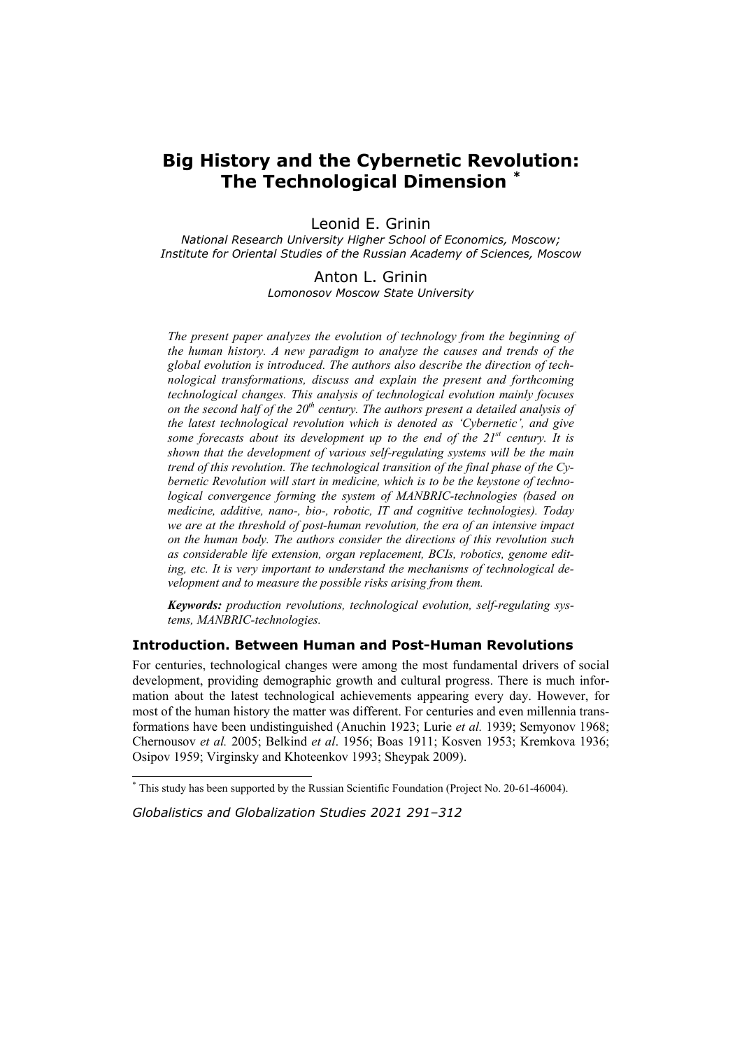# Big History and the Cybernetic Revolution: The Technological Dimension [*]

Leonid E. Grinin

*National Research University Higher School of Economics, Moscow; Institute for Oriental Studies of the Russian Academy of Sciences, Moscow*

Anton L. Grinin

*Lomonosov Moscow State University*

*The present paper analyzes the evolution of technology from the beginning of the human history. A new paradigm to analyze the causes and trends of the global evolution is introduced. The authors also describe the direction of technological transformations, discuss and explain the present and forthcoming technological changes. This analysis of technological evolution mainly focuses on the second half of the 20th century. The authors present a detailed analysis of the latest technological revolution which is denoted as 'Cybernetic', and give some forecasts about its development up to the end of the 21st century. It is shown that the development of various self-regulating systems will be the main trend of this revolution. The technological transition of the final phase of the Cybernetic Revolution will start in medicine, which is to be the keystone of technological convergence forming the system of MANBRIC-technologies (based on medicine, additive, nano-, bio-, robotic, IT and cognitive technologies). Today we are at the threshold of post-human revolution, the era of an intensive impact on the human body. The authors consider the directions of this revolution such as considerable life extension, organ replacement, BCIs, robotics, genome editing, etc. It is very important to understand the mechanisms of technological development and to measure the possible risks arising from them.*

***Keywords:*** *production revolutions, technological evolution, self-regulating systems, MANBRIC-technologies.*

## Introduction. Between Human and Post-Human Revolutions

For centuries, technological changes were among the most fundamental drivers of social development, providing demographic growth and cultural progress. There is much information about the latest technological achievements appearing every day. However, for most of the human history the matter was different. For centuries and even millennia transformations have been undistinguished (Anuchin 1923; Lurie *et al.* 1939; Semyonov 1968; Chernousov *et al.* 2005; Belkind *et al*. 1956; Boas 1911; Kosven 1953; Kremkova 1936; Osipov 1959; Virginsky and Khoteenkov 1993; Sheypak 2009).

[*] This study has been supported by the Russian Scientific Foundation (Project No. 20-61-46004).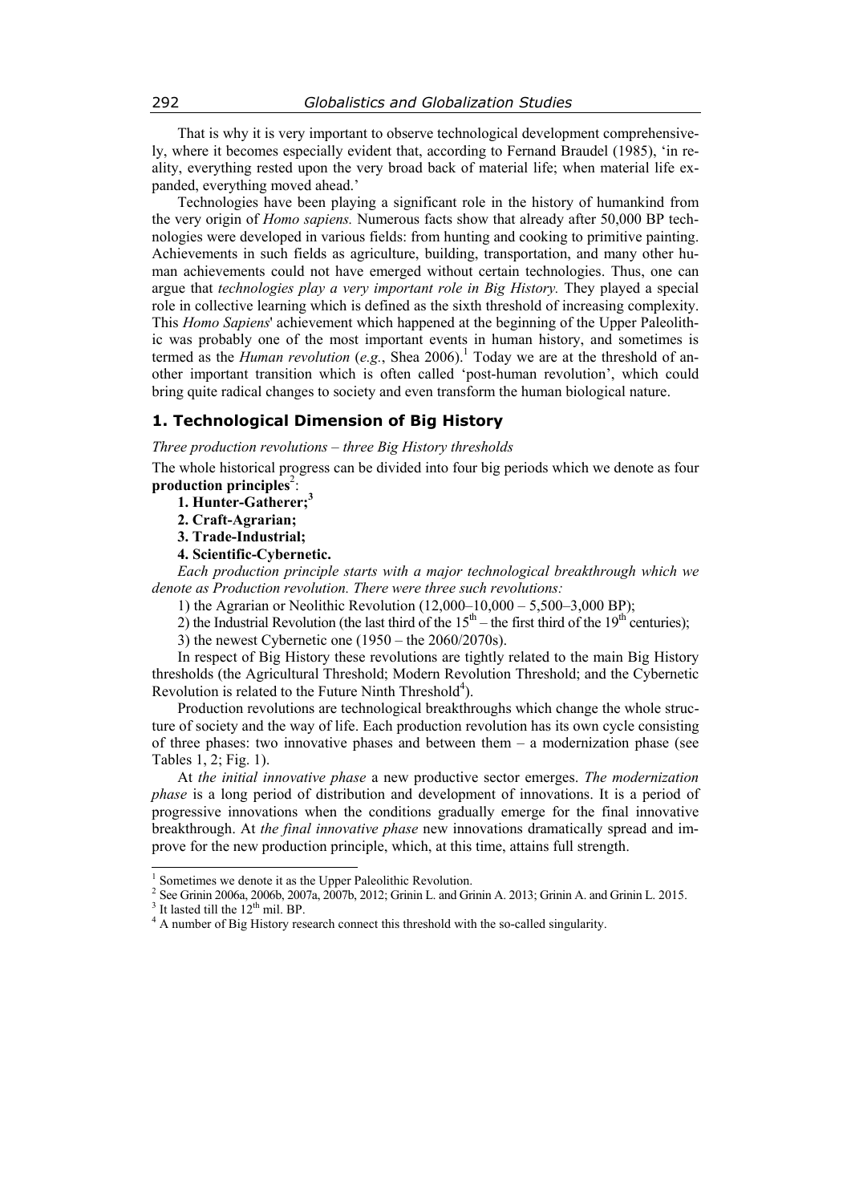That is why it is very important to observe technological development comprehensively, where it becomes especially evident that, according to Fernand Braudel (1985), 'in reality, everything rested upon the very broad back of material life; when material life expanded, everything moved ahead.'

Technologies have been playing a significant role in the history of humankind from the very origin of *Homo sapiens.* Numerous facts show that already after 50,000 BP technologies were developed in various fields: from hunting and cooking to primitive painting. Achievements in such fields as agriculture, building, transportation, and many other human achievements could not have emerged without certain technologies. Thus, one can argue that *technologies play a very important role in Big History.* They played a special role in collective learning which is defined as the sixth threshold of increasing complexity. This *Homo Sapiens*' achievement which happened at the beginning of the Upper Paleolithic was probably one of the most important events in human history, and sometimes is termed as the *Human revolution* (*e.g.*, Shea 2006).[1] Today we are at the threshold of another important transition which is often called 'post-human revolution', which could bring quite radical changes to society and even transform the human biological nature.

## 1. Technological Dimension of Big History

*Three production revolutions – three Big History thresholds*

The whole historical progress can be divided into four big periods which we denote as four **production principles**[2]:

**1. Hunter-Gatherer;**[3]

**2. Craft-Agrarian;**

**3. Trade-Industrial;**

**4. Scientific-Cybernetic.**

*Each production principle starts with a major technological breakthrough which we denote as Production revolution. There were three such revolutions:*

1) the Agrarian or Neolithic Revolution (12,000–10,000 – 5,500–3,000 BP);

2) the Industrial Revolution (the last third of the 15th – the first third of the 19th centuries);

3) the newest Cybernetic one (1950 – the 2060/2070s).

In respect of Big History these revolutions are tightly related to the main Big History thresholds (the Agricultural Threshold; Modern Revolution Threshold; and the Cybernetic Revolution is related to the Future Ninth Threshold[4]).

Production revolutions are technological breakthroughs which change the whole structure of society and the way of life. Each production revolution has its own cycle consisting of three phases: two innovative phases and between them – a modernization phase (see Tables 1, 2; Fig. 1).

At *the initial innovative phase* a new productive sector emerges. *The modernization phase* is a long period of distribution and development of innovations. It is a period of progressive innovations when the conditions gradually emerge for the final innovative breakthrough. At *the final innovative phase* new innovations dramatically spread and improve for the new production principle, which, at this time, attains full strength.

---

[1] Sometimes we denote it as the Upper Paleolithic Revolution.

[2] See Grinin 2006a, 2006b, 2007a, 2007b, 2012; Grinin L. and Grinin A. 2013; Grinin A. and Grinin L. 2015.

[3] It lasted till the 12th mil. BP.

[4] A number of Big History research connect this threshold with the so-called singularity.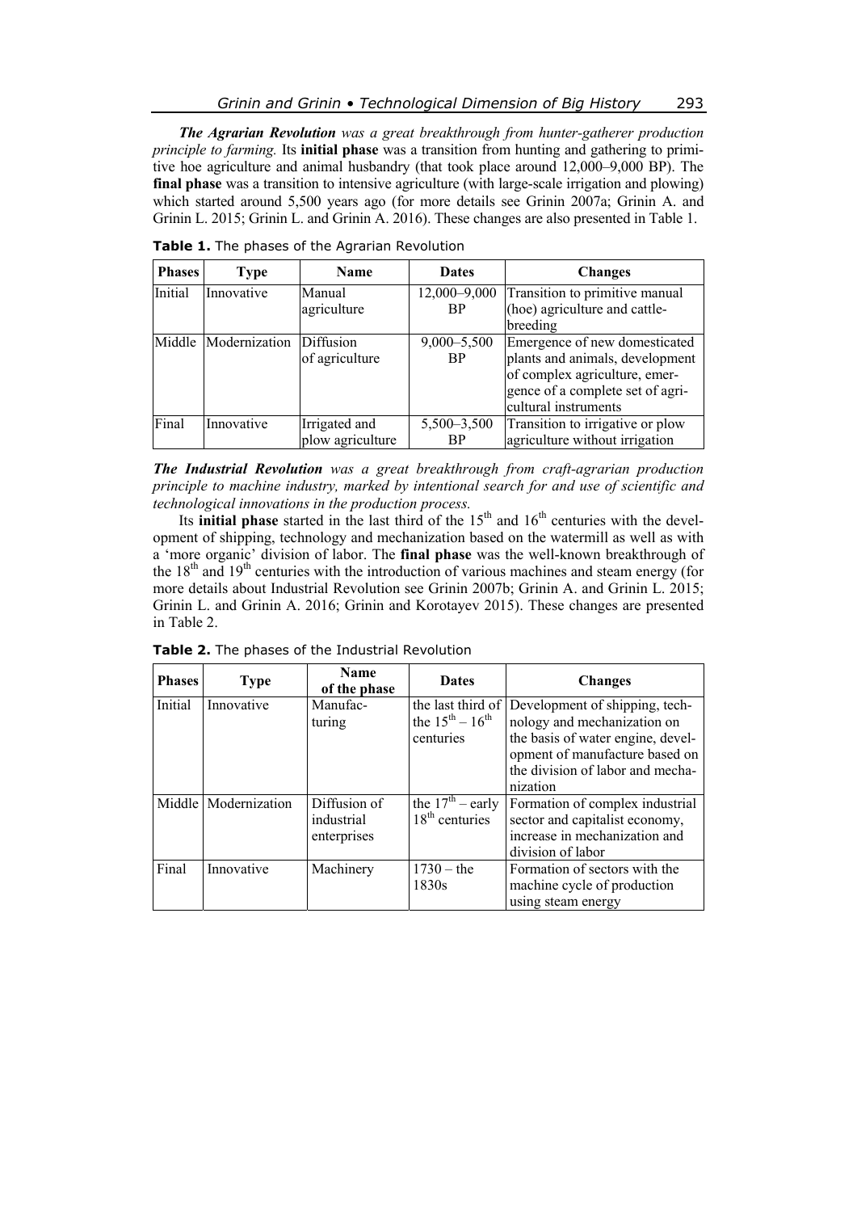***The Agrarian Revolution** was a great breakthrough from hunter-gatherer production principle to farming.* Its **initial phase** was a transition from hunting and gathering to primitive hoe agriculture and animal husbandry (that took place around 12,000–9,000 BP). The **final phase** was a transition to intensive agriculture (with large-scale irrigation and plowing) which started around 5,500 years ago (for more details see Grinin 2007a; Grinin A. and Grinin L. 2015; Grinin L. and Grinin A. 2016). These changes are also presented in Table 1.

**Table 1.** The phases of the Agrarian Revolution

| Phases | Type | Name | Dates | Changes |
|---|---|---|---|---|
| Initial | Innovative | Manual agriculture | 12,000–9,000 BP | Transition to primitive manual (hoe) agriculture and cattle-breeding |
| Middle | Modernization | Diffusion of agriculture | 9,000–5,500 BP | Emergence of new domesticated plants and animals, development of complex agriculture, emergence of a complete set of agricultural instruments |
| Final | Innovative | Irrigated and plow agriculture | 5,500–3,500 BP | Transition to irrigative or plow agriculture without irrigation |

***The Industrial Revolution** was a great breakthrough from craft-agrarian production principle to machine industry, marked by intentional search for and use of scientific and technological innovations in the production process.*

Its **initial phase** started in the last third of the 15th and 16th centuries with the development of shipping, technology and mechanization based on the watermill as well as with a 'more organic' division of labor. The **final phase** was the well-known breakthrough of the 18th and 19th centuries with the introduction of various machines and steam energy (for more details about Industrial Revolution see Grinin 2007b; Grinin A. and Grinin L. 2015; Grinin L. and Grinin A. 2016; Grinin and Korotayev 2015). These changes are presented in Table 2.

**Table 2.** The phases of the Industrial Revolution

| Phases | Type | Name of the phase | Dates | Changes |
|---|---|---|---|---|
| Initial | Innovative | Manufacturing | the last third of the 15th – 16th centuries | Development of shipping, technology and mechanization on the basis of water engine, development of manufacture based on the division of labor and mechanization |
| Middle | Modernization | Diffusion of industrial enterprises | the 17th – early 18th centuries | Formation of complex industrial sector and capitalist economy, increase in mechanization and division of labor |
| Final | Innovative | Machinery | 1730 – the 1830s | Formation of sectors with the machine cycle of production using steam energy |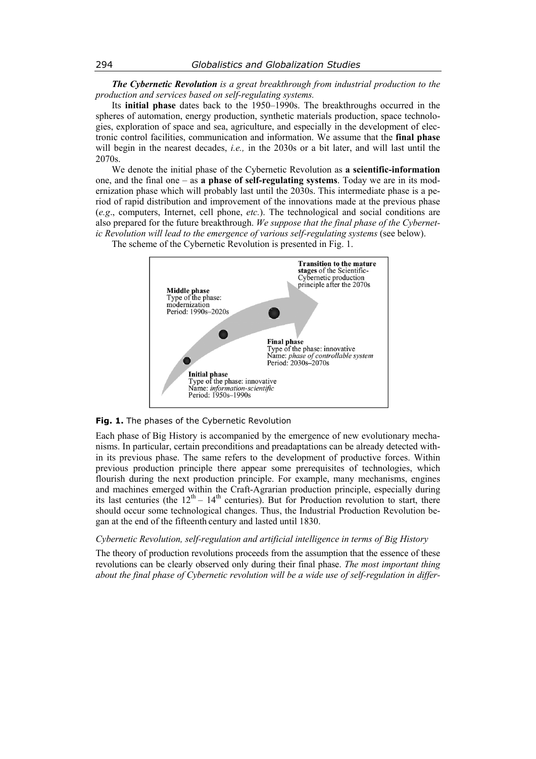***The Cybernetic Revolution*** *is a great breakthrough from industrial production to the production and services based on self-regulating systems.*

Its **initial phase** dates back to the 1950–1990s. The breakthroughs occurred in the spheres of automation, energy production, synthetic materials production, space technologies, exploration of space and sea, agriculture, and especially in the development of electronic control facilities, communication and information. We assume that the **final phase** will begin in the nearest decades, *i.e.,* in the 2030s or a bit later, and will last until the 2070s.

We denote the initial phase of the Cybernetic Revolution as **a scientific-information** one, and the final one – as **a phase of self-regulating systems**. Today we are in its modernization phase which will probably last until the 2030s. This intermediate phase is a period of rapid distribution and improvement of the innovations made at the previous phase (*e.g*., computers, Internet, cell phone, *etc.*). The technological and social conditions are also prepared for the future breakthrough. *We suppose that the final phase of the Cybernetic Revolution will lead to the emergence of various self-regulating systems* (see below).

The scheme of the Cybernetic Revolution is presented in Fig. 1.

**Transition to the mature stages** of the Scientific-Cybernetic production principle after the 2070s

**Middle phase**
Type of the phase: modernization
Period: 1990s–2020s

**Final phase**
Type of the phase: innovative
Name: *phase of controllable system*
Period: 2030s–2070s

**Initial phase**
Type of the phase: innovative
Name: *information-scientific*
Period: 1950s–1990s

**Fig. 1.** The phases of the Cybernetic Revolution

Each phase of Big History is accompanied by the emergence of new evolutionary mechanisms. In particular, certain preconditions and preadaptations can be already detected within its previous phase. The same refers to the development of productive forces. Within previous production principle there appear some prerequisites of technologies, which flourish during the next production principle. For example, many mechanisms, engines and machines emerged within the Craft-Agrarian production principle, especially during its last centuries (the $12^{th}$ – $14^{th}$ centuries). But for Production revolution to start, there should occur some technological changes. Thus, the Industrial Production Revolution began at the end of the fifteenth century and lasted until 1830.

*Cybernetic Revolution, self-regulation and artificial intelligence in terms of Big History*

The theory of production revolutions proceeds from the assumption that the essence of these revolutions can be clearly observed only during their final phase. *The most important thing about the final phase of Cybernetic revolution will be a wide use of self-regulation in differ-*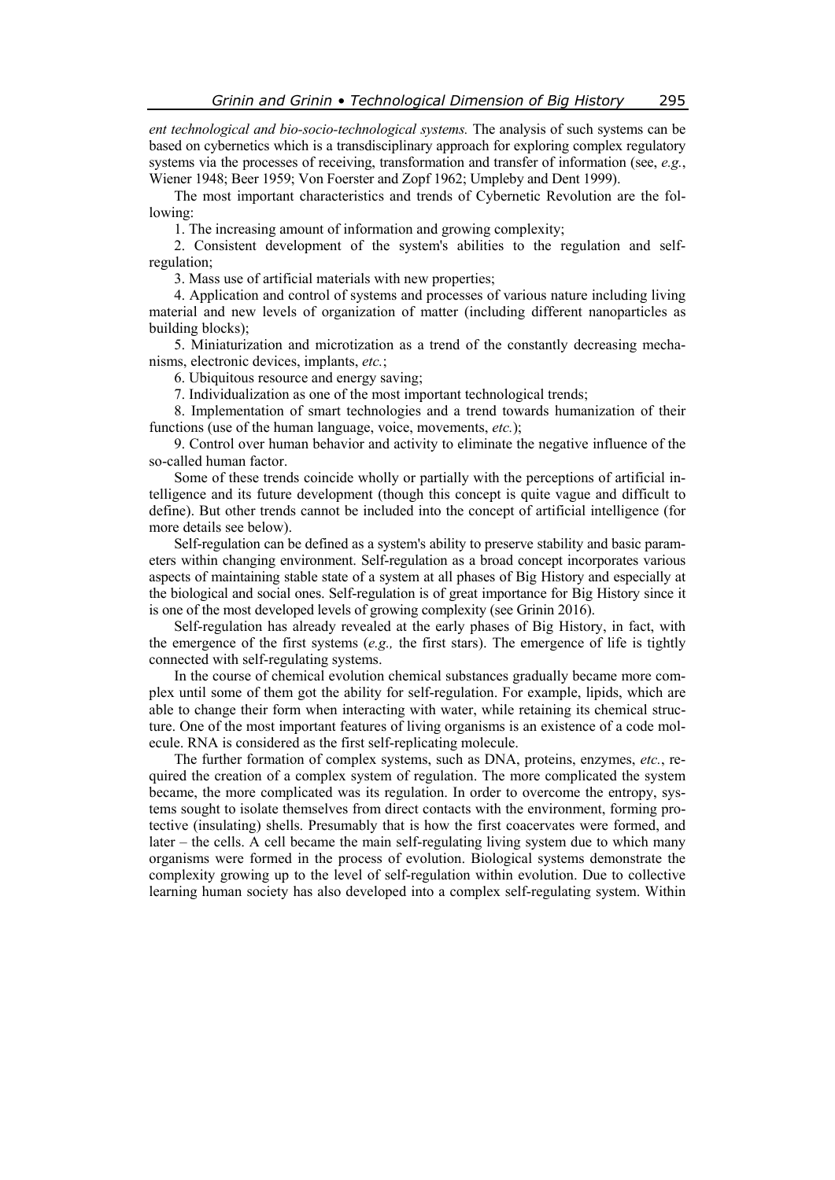*ent technological and bio-socio-technological systems.* The analysis of such systems can be based on cybernetics which is a transdisciplinary approach for exploring complex regulatory systems via the processes of receiving, transformation and transfer of information (see, *e.g.*, Wiener 1948; Beer 1959; Von Foerster and Zopf 1962; Umpleby and Dent 1999).

The most important characteristics and trends of Cybernetic Revolution are the following:

1. The increasing amount of information and growing complexity;

2. Consistent development of the system's abilities to the regulation and self-regulation;

3. Mass use of artificial materials with new properties;

4. Application and control of systems and processes of various nature including living material and new levels of organization of matter (including different nanoparticles as building blocks);

5. Miniaturization and microtization as a trend of the constantly decreasing mechanisms, electronic devices, implants, *etc.*;

6. Ubiquitous resource and energy saving;

7. Individualization as one of the most important technological trends;

8. Implementation of smart technologies and a trend towards humanization of their functions (use of the human language, voice, movements, *etc.*);

9. Control over human behavior and activity to eliminate the negative influence of the so-called human factor.

Some of these trends coincide wholly or partially with the perceptions of artificial intelligence and its future development (though this concept is quite vague and difficult to define). But other trends cannot be included into the concept of artificial intelligence (for more details see below).

Self-regulation can be defined as a system's ability to preserve stability and basic parameters within changing environment. Self-regulation as a broad concept incorporates various aspects of maintaining stable state of a system at all phases of Big History and especially at the biological and social ones. Self-regulation is of great importance for Big History since it is one of the most developed levels of growing complexity (see Grinin 2016).

Self-regulation has already revealed at the early phases of Big History, in fact, with the emergence of the first systems (*e.g.,* the first stars). The emergence of life is tightly connected with self-regulating systems.

In the course of chemical evolution chemical substances gradually became more complex until some of them got the ability for self-regulation. For example, lipids, which are able to change their form when interacting with water, while retaining its chemical structure. One of the most important features of living organisms is an existence of a code molecule. RNA is considered as the first self-replicating molecule.

The further formation of complex systems, such as DNA, proteins, enzymes, *etc.*, required the creation of a complex system of regulation. The more complicated the system became, the more complicated was its regulation. In order to overcome the entropy, systems sought to isolate themselves from direct contacts with the environment, forming protective (insulating) shells. Presumably that is how the first coacervates were formed, and later – the cells. A cell became the main self-regulating living system due to which many organisms were formed in the process of evolution. Biological systems demonstrate the complexity growing up to the level of self-regulation within evolution. Due to collective learning human society has also developed into a complex self-regulating system. Within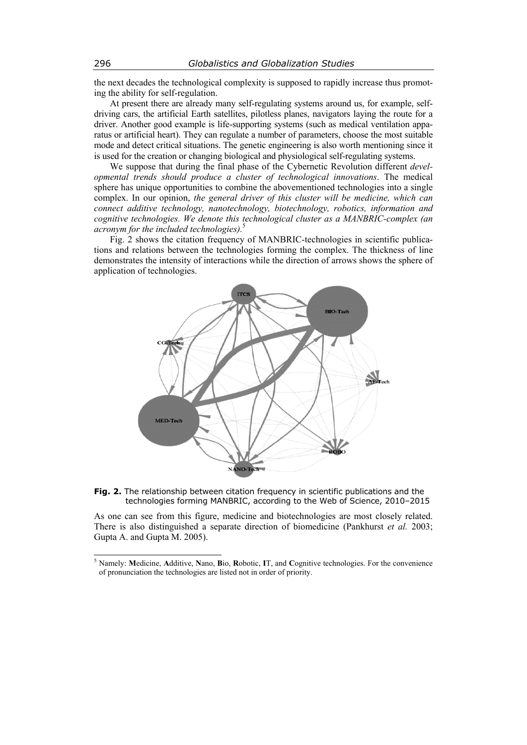the next decades the technological complexity is supposed to rapidly increase thus promoting the ability for self-regulation.

At present there are already many self-regulating systems around us, for example, self-driving cars, the artificial Earth satellites, pilotless planes, navigators laying the route for a driver. Another good example is life-supporting systems (such as medical ventilation apparatus or artificial heart). They can regulate a number of parameters, choose the most suitable mode and detect critical situations. The genetic engineering is also worth mentioning since it is used for the creation or changing biological and physiological self-regulating systems.

We suppose that during the final phase of the Cybernetic Revolution different *developmental trends should produce a cluster of technological innovations*. The medical sphere has unique opportunities to combine the abovementioned technologies into a single complex. In our opinion, *the general driver of this cluster will be medicine, which can connect additive technology, nanotechnology, biotechnology, robotics, information and cognitive technologies. We denote this technological cluster as a MANBRIC-complex (an acronym for the included technologies).*[5]

Fig. 2 shows the citation frequency of MANBRIC-technologies in scientific publications and relations between the technologies forming the complex. The thickness of line demonstrates the intensity of interactions while the direction of arrows shows the sphere of application of technologies.

**Fig. 2.** The relationship between citation frequency in scientific publications and the technologies forming MANBRIC, according to the Web of Science, 2010–2015

As one can see from this figure, medicine and biotechnologies are most closely related. There is also distinguished a separate direction of biomedicine (Pankhurst *et al.* 2003; Gupta A. and Gupta M. 2005).

---

[5] Namely: **M**edicine, **A**dditive, **N**ano, **B**io, **R**obotic, **I**T, and **C**ognitive technologies. For the convenience of pronunciation the technologies are listed not in order of priority.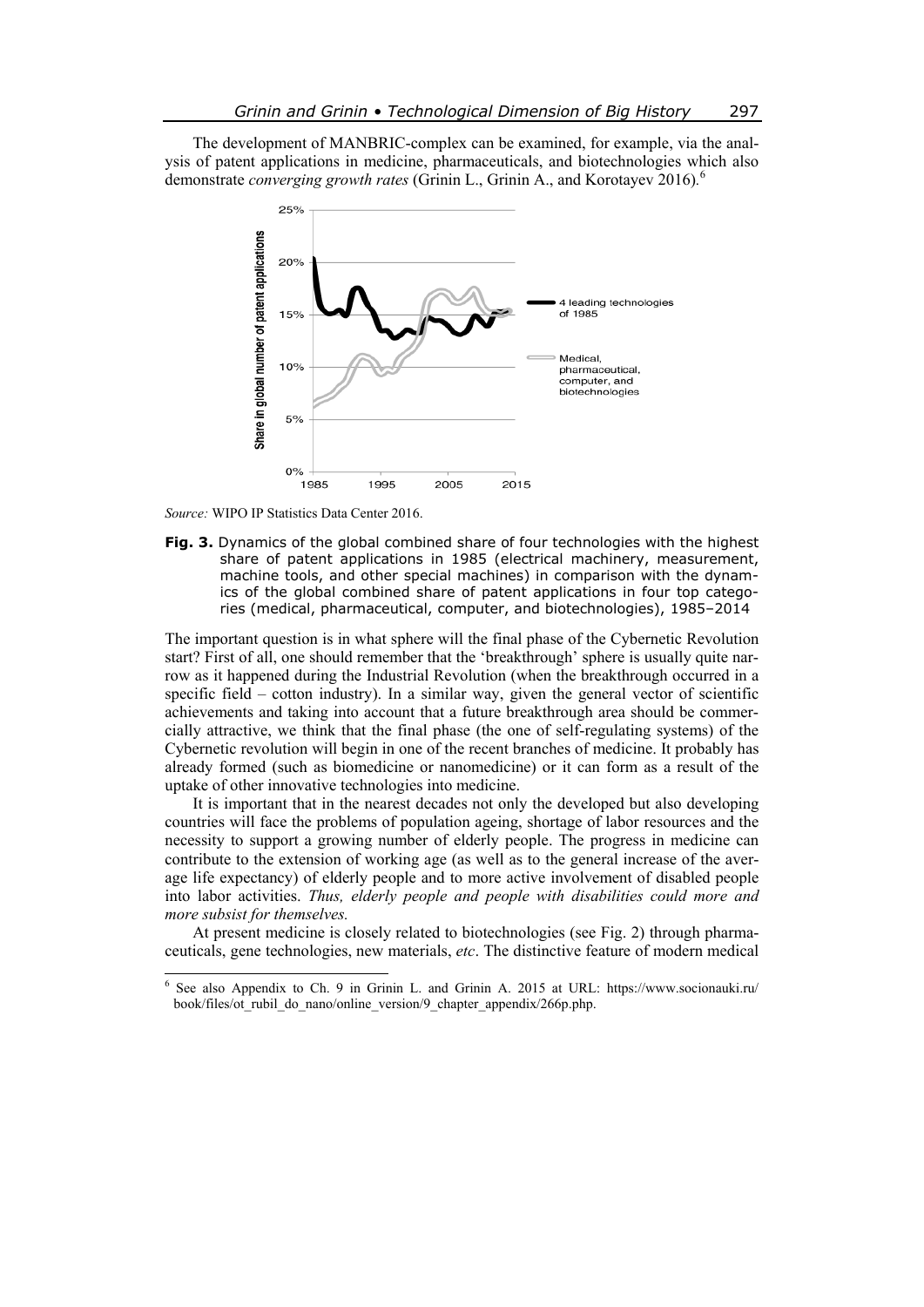The development of MANBRIC-complex can be examined, for example, via the analysis of patent applications in medicine, pharmaceuticals, and biotechnologies which also demonstrate *converging growth rates* (Grinin L., Grinin A., and Korotayev 2016).[6]

*Source:* WIPO IP Statistics Data Center 2016.

**Fig. 3.** Dynamics of the global combined share of four technologies with the highest share of patent applications in 1985 (electrical machinery, measurement, machine tools, and other special machines) in comparison with the dynamics of the global combined share of patent applications in four top categories (medical, pharmaceutical, computer, and biotechnologies), 1985–2014

The important question is in what sphere will the final phase of the Cybernetic Revolution start? First of all, one should remember that the 'breakthrough' sphere is usually quite narrow as it happened during the Industrial Revolution (when the breakthrough occurred in a specific field – cotton industry). In a similar way, given the general vector of scientific achievements and taking into account that a future breakthrough area should be commercially attractive, we think that the final phase (the one of self-regulating systems) of the Cybernetic revolution will begin in one of the recent branches of medicine. It probably has already formed (such as biomedicine or nanomedicine) or it can form as a result of the uptake of other innovative technologies into medicine.

It is important that in the nearest decades not only the developed but also developing countries will face the problems of population ageing, shortage of labor resources and the necessity to support a growing number of elderly people. The progress in medicine can contribute to the extension of working age (as well as to the general increase of the average life expectancy) of elderly people and to more active involvement of disabled people into labor activities. *Thus, elderly people and people with disabilities could more and more subsist for themselves.*

At present medicine is closely related to biotechnologies (see Fig. 2) through pharmaceuticals, gene technologies, new materials, *etc*. The distinctive feature of modern medical

[6] See also Appendix to Ch. 9 in Grinin L. and Grinin A. 2015 at URL: https://www.socionauki.ru/book/files/ot_rubil_do_nano/online_version/9_chapter_appendix/266p.php.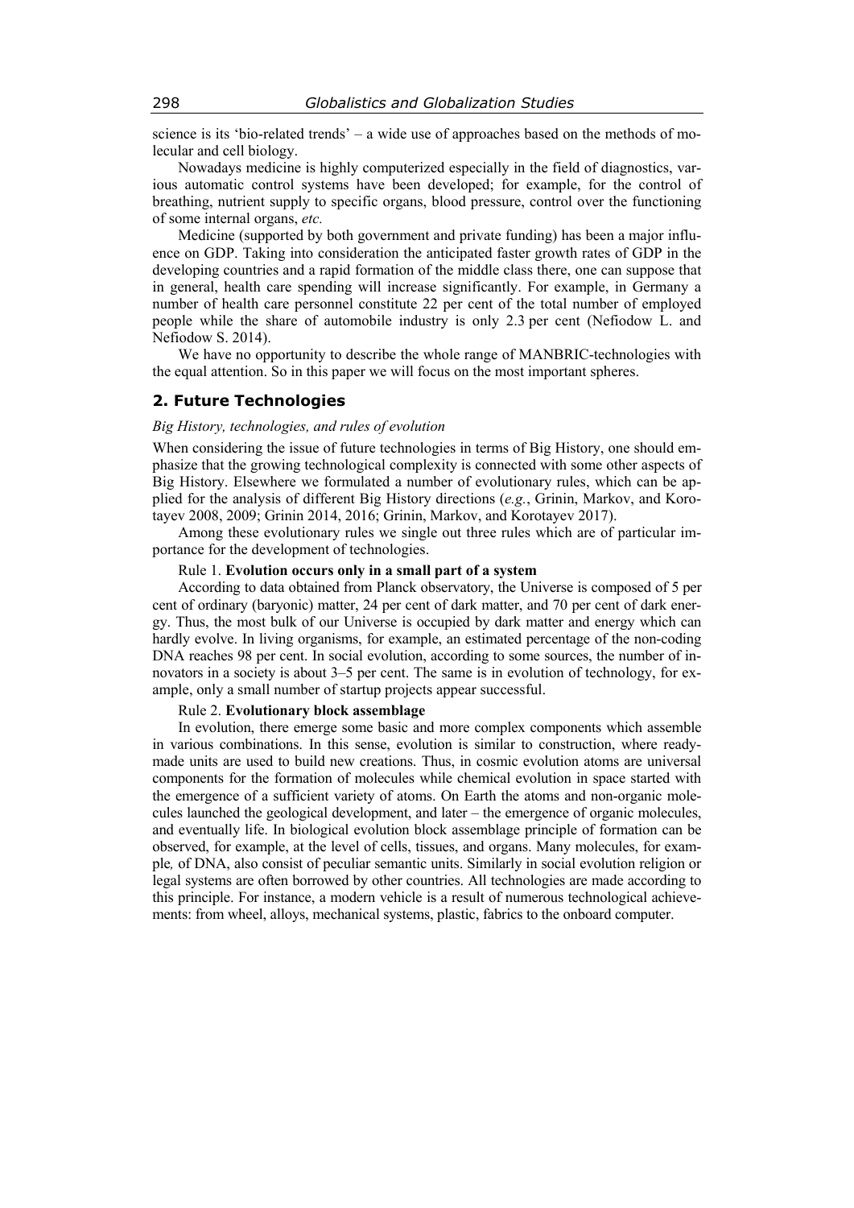science is its 'bio-related trends' – a wide use of approaches based on the methods of molecular and cell biology.

Nowadays medicine is highly computerized especially in the field of diagnostics, various automatic control systems have been developed; for example, for the control of breathing, nutrient supply to specific organs, blood pressure, control over the functioning of some internal organs, *etc.*

Medicine (supported by both government and private funding) has been a major influence on GDP. Taking into consideration the anticipated faster growth rates of GDP in the developing countries and a rapid formation of the middle class there, one can suppose that in general, health care spending will increase significantly. For example, in Germany a number of health care personnel constitute 22 per cent of the total number of employed people while the share of automobile industry is only 2.3 per cent (Nefiodow L. and Nefiodow S. 2014).

We have no opportunity to describe the whole range of MANBRIC-technologies with the equal attention. So in this paper we will focus on the most important spheres.

## 2. Future Technologies

*Big History, technologies, and rules of evolution*

When considering the issue of future technologies in terms of Big History, one should emphasize that the growing technological complexity is connected with some other aspects of Big History. Elsewhere we formulated a number of evolutionary rules, which can be applied for the analysis of different Big History directions (*e.g.*, Grinin, Markov, and Korotayev 2008, 2009; Grinin 2014, 2016; Grinin, Markov, and Korotayev 2017).

Among these evolutionary rules we single out three rules which are of particular importance for the development of technologies.

Rule 1. **Evolution occurs only in a small part of a system**

According to data obtained from Planck observatory, the Universe is composed of 5 per cent of ordinary (baryonic) matter, 24 per cent of dark matter, and 70 per cent of dark energy. Thus, the most bulk of our Universe is occupied by dark matter and energy which can hardly evolve. In living organisms, for example, an estimated percentage of the non-coding DNA reaches 98 per cent. In social evolution, according to some sources, the number of innovators in a society is about 3–5 per cent. The same is in evolution of technology, for example, only a small number of startup projects appear successful.

Rule 2. **Evolutionary block assemblage**

In evolution, there emerge some basic and more complex components which assemble in various combinations. In this sense, evolution is similar to construction, where ready-made units are used to build new creations. Thus, in cosmic evolution atoms are universal components for the formation of molecules while chemical evolution in space started with the emergence of a sufficient variety of atoms. On Earth the atoms and non-organic molecules launched the geological development, and later – the emergence of organic molecules, and eventually life. In biological evolution block assemblage principle of formation can be observed, for example, at the level of cells, tissues, and organs. Many molecules, for example*,* of DNA, also consist of peculiar semantic units. Similarly in social evolution religion or legal systems are often borrowed by other countries. All technologies are made according to this principle. For instance, a modern vehicle is a result of numerous technological achievements: from wheel, alloys, mechanical systems, plastic, fabrics to the onboard computer.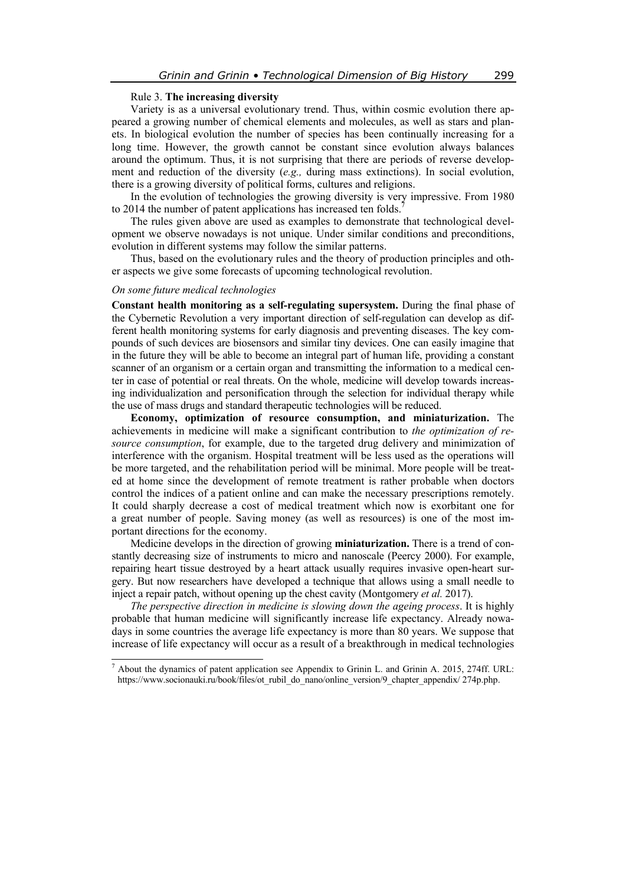Rule 3. **The increasing diversity**

Variety is as a universal evolutionary trend. Thus, within cosmic evolution there appeared a growing number of chemical elements and molecules, as well as stars and planets. In biological evolution the number of species has been continually increasing for a long time. However, the growth cannot be constant since evolution always balances around the optimum. Thus, it is not surprising that there are periods of reverse development and reduction of the diversity (*e.g.,* during mass extinctions). In social evolution, there is a growing diversity of political forms, cultures and religions.

In the evolution of technologies the growing diversity is very impressive. From 1980 to 2014 the number of patent applications has increased ten folds.[7]

The rules given above are used as examples to demonstrate that technological development we observe nowadays is not unique. Under similar conditions and preconditions, evolution in different systems may follow the similar patterns.

Thus, based on the evolutionary rules and the theory of production principles and other aspects we give some forecasts of upcoming technological revolution.

*On some future medical technologies*

**Constant health monitoring as a self-regulating supersystem.** During the final phase of the Cybernetic Revolution a very important direction of self-regulation can develop as different health monitoring systems for early diagnosis and preventing diseases. The key compounds of such devices are biosensors and similar tiny devices. One can easily imagine that in the future they will be able to become an integral part of human life, providing a constant scanner of an organism or a certain organ and transmitting the information to a medical center in case of potential or real threats. On the whole, medicine will develop towards increasing individualization and personification through the selection for individual therapy while the use of mass drugs and standard therapeutic technologies will be reduced.

**Economy, optimization of resource consumption, and miniaturization.** The achievements in medicine will make a significant contribution to *the optimization of resource consumption*, for example, due to the targeted drug delivery and minimization of interference with the organism. Hospital treatment will be less used as the operations will be more targeted, and the rehabilitation period will be minimal. More people will be treated at home since the development of remote treatment is rather probable when doctors control the indices of a patient online and can make the necessary prescriptions remotely. It could sharply decrease a cost of medical treatment which now is exorbitant one for a great number of people. Saving money (as well as resources) is one of the most important directions for the economy.

Medicine develops in the direction of growing **miniaturization.** There is a trend of constantly decreasing size of instruments to micro and nanoscale (Peercy 2000). For example, repairing heart tissue destroyed by a heart attack usually requires invasive open-heart surgery. But now researchers have developed a technique that allows using a small needle to inject a repair patch, without opening up the chest cavity (Montgomery *et al.* 2017).

*The perspective direction in medicine is slowing down the ageing process*. It is highly probable that human medicine will significantly increase life expectancy. Already nowadays in some countries the average life expectancy is more than 80 years. We suppose that increase of life expectancy will occur as a result of a breakthrough in medical technologies

---

[7] About the dynamics of patent application see Appendix to Grinin L. and Grinin A. 2015, 274ff. URL: https://www.socionauki.ru/book/files/ot_rubil_do_nano/online_version/9_chapter_appendix/ 274p.php.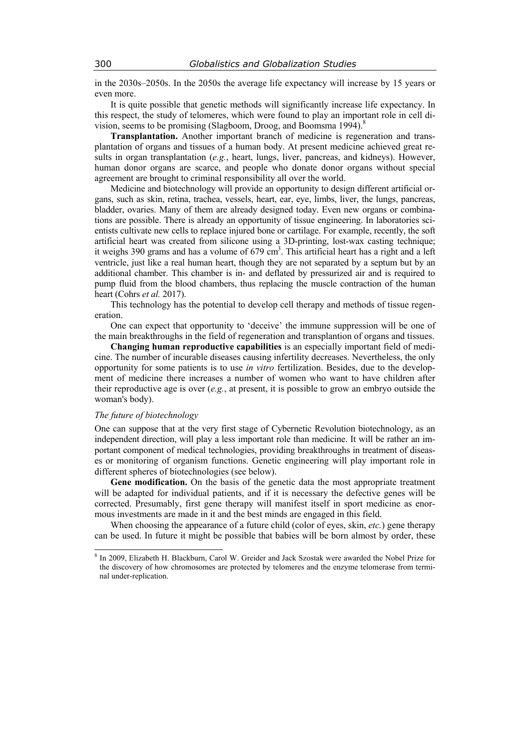in the 2030s–2050s. In the 2050s the average life expectancy will increase by 15 years or even more.

It is quite possible that genetic methods will significantly increase life expectancy. In this respect, the study of telomeres, which were found to play an important role in cell division, seems to be promising (Slagboom, Droog, and Boomsma 1994).[8]

**Transplantation.** Another important branch of medicine is regeneration and transplantation of organs and tissues of a human body. At present medicine achieved great results in organ transplantation (*e.g.*, heart, lungs, liver, pancreas, and kidneys). However, human donor organs are scarce, and people who donate donor organs without special agreement are brought to criminal responsibility all over the world.

Medicine and biotechnology will provide an opportunity to design different artificial organs, such as skin, retina, trachea, vessels, heart, ear, eye, limbs, liver, the lungs, pancreas, bladder, ovaries. Many of them are already designed today. Even new organs or combinations are possible. There is already an opportunity of tissue engineering. In laboratories scientists cultivate new cells to replace injured bone or cartilage. For example, recently, the soft artificial heart was created from silicone using a 3D-printing, lost-wax casting technique; it weighs 390 grams and has a volume of 679 $cm^3$. This artificial heart has a right and a left ventricle, just like a real human heart, though they are not separated by a septum but by an additional chamber. This chamber is in- and deflated by pressurized air and is required to pump fluid from the blood chambers, thus replacing the muscle contraction of the human heart (Cohrs *et al.* 2017).

This technology has the potential to develop cell therapy and methods of tissue regeneration.

One can expect that opportunity to 'deceive' the immune suppression will be one of the main breakthroughs in the field of regeneration and transplantion of organs and tissues.

**Changing human reproductive capabilities** is an especially important field of medicine. The number of incurable diseases causing infertility decreases. Nevertheless, the only opportunity for some patients is to use *in vitro* fertilization. Besides, due to the development of medicine there increases a number of women who want to have children after their reproductive age is over (*e.g.*, at present, it is possible to grow an embryo outside the woman's body).

### *The future of biotechnology*

One can suppose that at the very first stage of Cybernetic Revolution biotechnology, as an independent direction, will play a less important role than medicine. It will be rather an important component of medical technologies, providing breakthroughs in treatment of diseases or monitoring of organism functions. Genetic engineering will play important role in different spheres of biotechnologies (see below).

**Gene modification.** On the basis of the genetic data the most appropriate treatment will be adapted for individual patients, and if it is necessary the defective genes will be corrected. Presumably, first gene therapy will manifest itself in sport medicine as enormous investments are made in it and the best minds are engaged in this field.

When choosing the appearance of a future child (color of eyes, skin, *etc.*) gene therapy can be used. In future it might be possible that babies will be born almost by order, these

---

[8] In 2009, Elizabeth H. Blackburn, Carol W. Greider and Jack Szostak were awarded the Nobel Prize for the discovery of how chromosomes are protected by telomeres and the enzyme telomerase from terminal under-replication.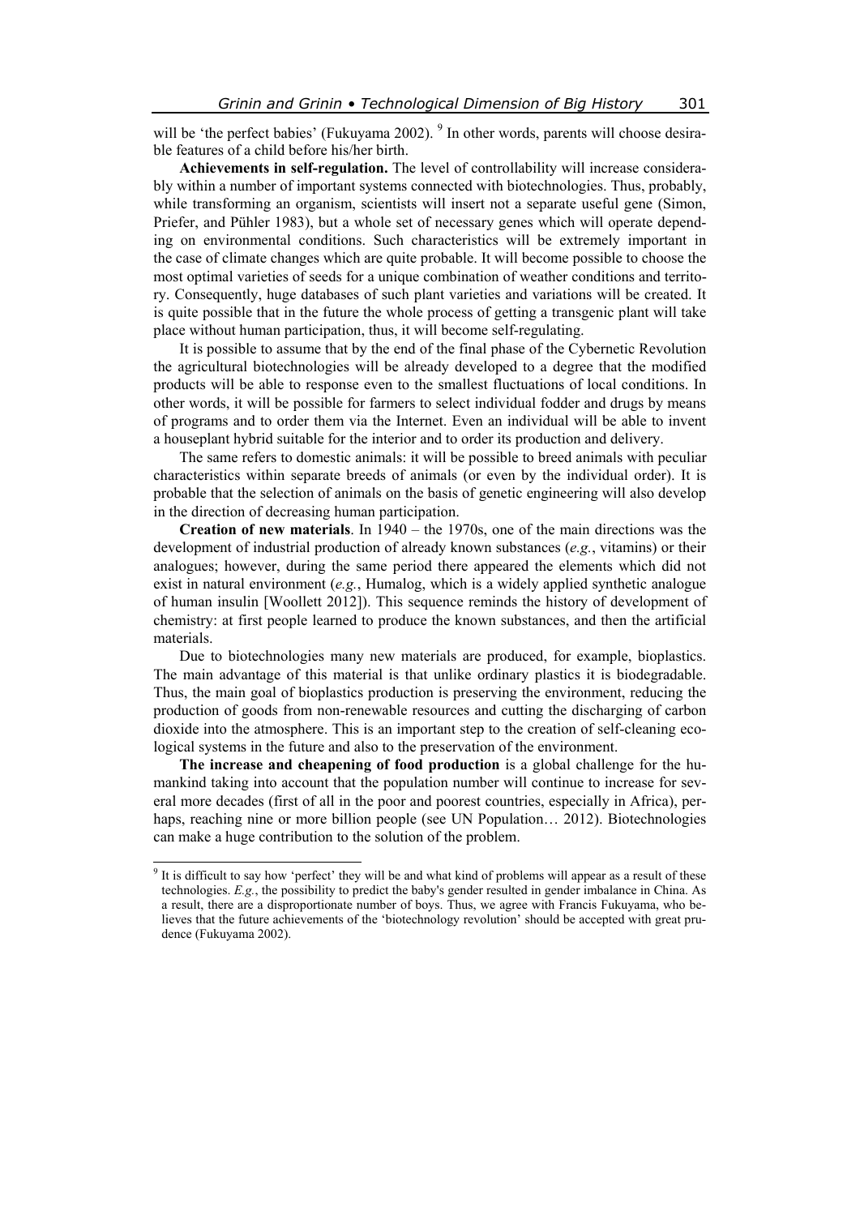will be 'the perfect babies' (Fukuyama 2002). [9] In other words, parents will choose desirable features of a child before his/her birth.

**Achievements in self-regulation.** The level of controllability will increase considerably within a number of important systems connected with biotechnologies. Thus, probably, while transforming an organism, scientists will insert not a separate useful gene (Simon, Priefer, and Pühler 1983), but a whole set of necessary genes which will operate depending on environmental conditions. Such characteristics will be extremely important in the case of climate changes which are quite probable. It will become possible to choose the most optimal varieties of seeds for a unique combination of weather conditions and territory. Consequently, huge databases of such plant varieties and variations will be created. It is quite possible that in the future the whole process of getting a transgenic plant will take place without human participation, thus, it will become self-regulating.

It is possible to assume that by the end of the final phase of the Cybernetic Revolution the agricultural biotechnologies will be already developed to a degree that the modified products will be able to response even to the smallest fluctuations of local conditions. In other words, it will be possible for farmers to select individual fodder and drugs by means of programs and to order them via the Internet. Even an individual will be able to invent a houseplant hybrid suitable for the interior and to order its production and delivery.

The same refers to domestic animals: it will be possible to breed animals with peculiar characteristics within separate breeds of animals (or even by the individual order). It is probable that the selection of animals on the basis of genetic engineering will also develop in the direction of decreasing human participation.

**Creation of new materials**. In 1940 – the 1970s, one of the main directions was the development of industrial production of already known substances (*e.g.*, vitamins) or their analogues; however, during the same period there appeared the elements which did not exist in natural environment (*e.g.*, Humalog, which is a widely applied synthetic analogue of human insulin [Woollett 2012]). This sequence reminds the history of development of chemistry: at first people learned to produce the known substances, and then the artificial materials.

Due to biotechnologies many new materials are produced, for example, bioplastics. The main advantage of this material is that unlike ordinary plastics it is biodegradable. Thus, the main goal of bioplastics production is preserving the environment, reducing the production of goods from non-renewable resources and cutting the discharging of carbon dioxide into the atmosphere. This is an important step to the creation of self-cleaning ecological systems in the future and also to the preservation of the environment.

**The increase and cheapening of food production** is a global challenge for the humankind taking into account that the population number will continue to increase for several more decades (first of all in the poor and poorest countries, especially in Africa), perhaps, reaching nine or more billion people (see UN Population… 2012). Biotechnologies can make a huge contribution to the solution of the problem.

---

[9] It is difficult to say how 'perfect' they will be and what kind of problems will appear as a result of these technologies. *E.g.*, the possibility to predict the baby's gender resulted in gender imbalance in China. As a result, there are a disproportionate number of boys. Thus, we agree with Francis Fukuyama, who believes that the future achievements of the 'biotechnology revolution' should be accepted with great prudence (Fukuyama 2002).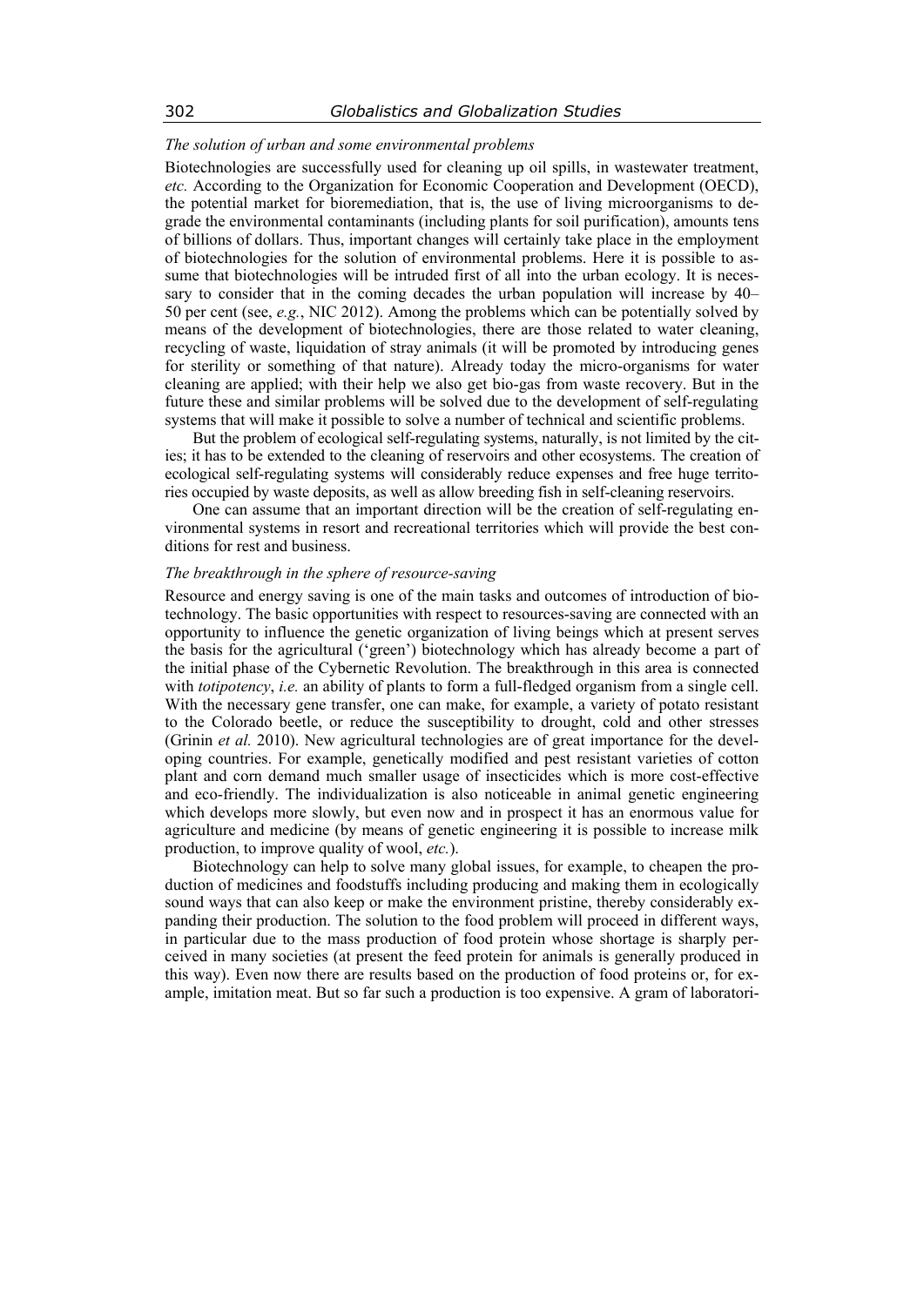*The solution of urban and some environmental problems*

Biotechnologies are successfully used for cleaning up oil spills, in wastewater treatment, *etc.* According to the Organization for Economic Cooperation and Development (OECD), the potential market for bioremediation, that is, the use of living microorganisms to degrade the environmental contaminants (including plants for soil purification), amounts tens of billions of dollars. Thus, important changes will certainly take place in the employment of biotechnologies for the solution of environmental problems. Here it is possible to assume that biotechnologies will be intruded first of all into the urban ecology. It is necessary to consider that in the coming decades the urban population will increase by 40–50 per cent (see, *e.g.*, NIC 2012). Among the problems which can be potentially solved by means of the development of biotechnologies, there are those related to water cleaning, recycling of waste, liquidation of stray animals (it will be promoted by introducing genes for sterility or something of that nature). Already today the micro-organisms for water cleaning are applied; with their help we also get bio-gas from waste recovery. But in the future these and similar problems will be solved due to the development of self-regulating systems that will make it possible to solve a number of technical and scientific problems.

But the problem of ecological self-regulating systems, naturally, is not limited by the cities; it has to be extended to the cleaning of reservoirs and other ecosystems. The creation of ecological self-regulating systems will considerably reduce expenses and free huge territories occupied by waste deposits, as well as allow breeding fish in self-cleaning reservoirs.

One can assume that an important direction will be the creation of self-regulating environmental systems in resort and recreational territories which will provide the best conditions for rest and business.

*The breakthrough in the sphere of resource-saving*

Resource and energy saving is one of the main tasks and outcomes of introduction of biotechnology. The basic opportunities with respect to resources-saving are connected with an opportunity to influence the genetic organization of living beings which at present serves the basis for the agricultural ('green') biotechnology which has already become a part of the initial phase of the Cybernetic Revolution. The breakthrough in this area is connected with *totipotency*, *i.e.* an ability of plants to form a full-fledged organism from a single cell. With the necessary gene transfer, one can make, for example, a variety of potato resistant to the Colorado beetle, or reduce the susceptibility to drought, cold and other stresses (Grinin *et al.* 2010). New agricultural technologies are of great importance for the developing countries. For example, genetically modified and pest resistant varieties of cotton plant and corn demand much smaller usage of insecticides which is more cost-effective and eco-friendly. The individualization is also noticeable in animal genetic engineering which develops more slowly, but even now and in prospect it has an enormous value for agriculture and medicine (by means of genetic engineering it is possible to increase milk production, to improve quality of wool, *etc.*).

Biotechnology can help to solve many global issues, for example, to cheapen the production of medicines and foodstuffs including producing and making them in ecologically sound ways that can also keep or make the environment pristine, thereby considerably expanding their production. The solution to the food problem will proceed in different ways, in particular due to the mass production of food protein whose shortage is sharply perceived in many societies (at present the feed protein for animals is generally produced in this way). Even now there are results based on the production of food proteins or, for example, imitation meat. But so far such a production is too expensive. A gram of laboratori-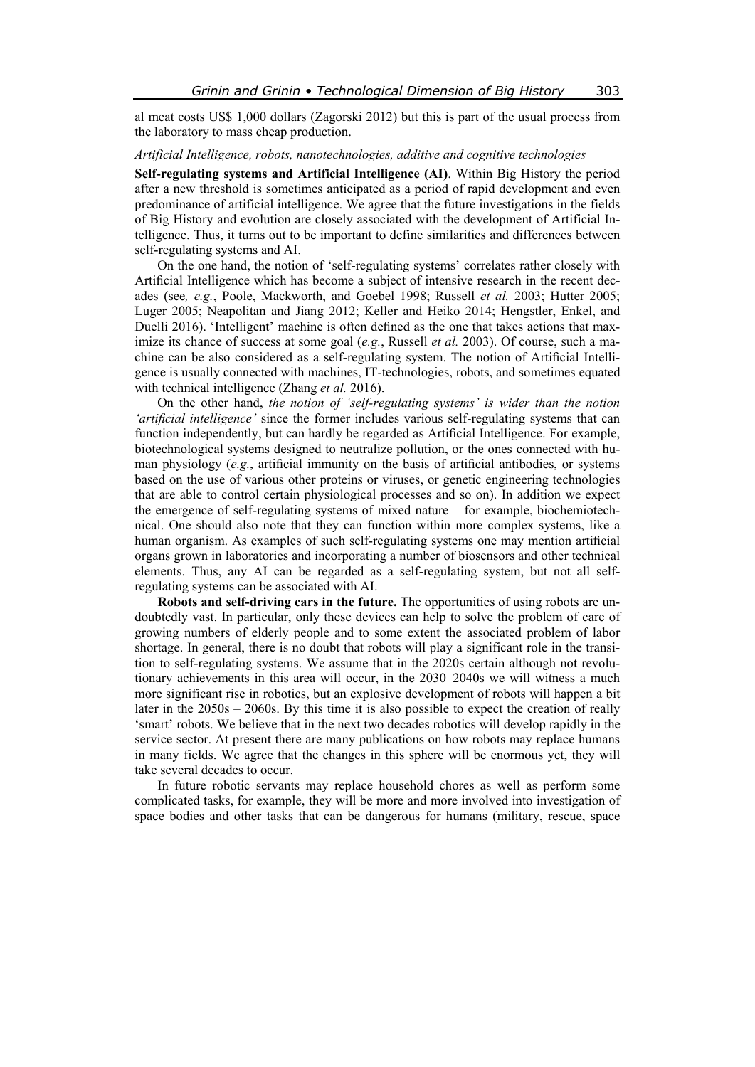al meat costs US$ 1,000 dollars (Zagorski 2012) but this is part of the usual process from the laboratory to mass cheap production.

*Artificial Intelligence, robots, nanotechnologies, additive and cognitive technologies*

**Self-regulating systems and Artificial Intelligence (AI)**. Within Big History the period after a new threshold is sometimes anticipated as a period of rapid development and even predominance of artificial intelligence. We agree that the future investigations in the fields of Big History and evolution are closely associated with the development of Artificial Intelligence. Thus, it turns out to be important to define similarities and differences between self-regulating systems and AI.

On the one hand, the notion of 'self-regulating systems' correlates rather closely with Artificial Intelligence which has become a subject of intensive research in the recent decades (see*, e.g.*, Poole, Mackworth, and Goebel 1998; Russell *et al.* 2003; Hutter 2005; Luger 2005; Neapolitan and Jiang 2012; Keller and Heiko 2014; Hengstler, Enkel, and Duelli 2016). 'Intelligent' machine is often defined as the one that takes actions that maximize its chance of success at some goal (*e.g.*, Russell *et al.* 2003). Of course, such a machine can be also considered as a self-regulating system. The notion of Artificial Intelligence is usually connected with machines, IT-technologies, robots, and sometimes equated with technical intelligence (Zhang *et al.* 2016).

On the other hand, *the notion of 'self-regulating systems' is wider than the notion 'artificial intelligence'* since the former includes various self-regulating systems that can function independently, but can hardly be regarded as Artificial Intelligence. For example, biotechnological systems designed to neutralize pollution, or the ones connected with human physiology (*e.g.*, artificial immunity on the basis of artificial antibodies, or systems based on the use of various other proteins or viruses, or genetic engineering technologies that are able to control certain physiological processes and so on). In addition we expect the emergence of self-regulating systems of mixed nature – for example, biochemiotechnical. One should also note that they can function within more complex systems, like a human organism. As examples of such self-regulating systems one may mention artificial organs grown in laboratories and incorporating a number of biosensors and other technical elements. Thus, any AI can be regarded as a self-regulating system, but not all self-regulating systems can be associated with AI.

**Robots and self-driving cars in the future.** The opportunities of using robots are undoubtedly vast. In particular, only these devices can help to solve the problem of care of growing numbers of elderly people and to some extent the associated problem of labor shortage. In general, there is no doubt that robots will play a significant role in the transition to self-regulating systems. We assume that in the 2020s certain although not revolutionary achievements in this area will occur, in the 2030–2040s we will witness a much more significant rise in robotics, but an explosive development of robots will happen a bit later in the 2050s – 2060s. By this time it is also possible to expect the creation of really 'smart' robots. We believe that in the next two decades robotics will develop rapidly in the service sector. At present there are many publications on how robots may replace humans in many fields. We agree that the changes in this sphere will be enormous yet, they will take several decades to occur.

In future robotic servants may replace household chores as well as perform some complicated tasks, for example, they will be more and more involved into investigation of space bodies and other tasks that can be dangerous for humans (military, rescue, space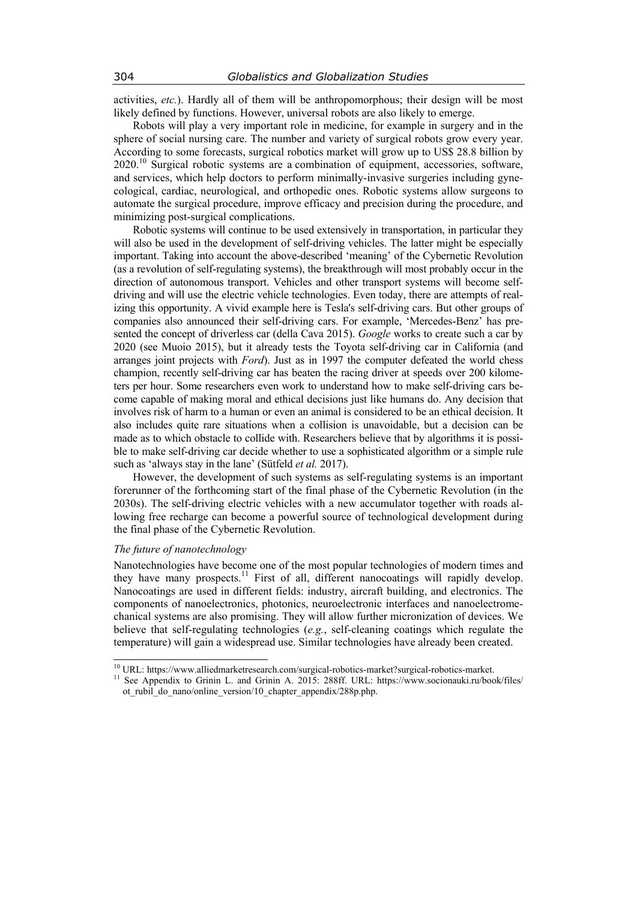activities, *etc.*). Hardly all of them will be anthropomorphous; their design will be most likely defined by functions. However, universal robots are also likely to emerge.

Robots will play a very important role in medicine, for example in surgery and in the sphere of social nursing care. The number and variety of surgical robots grow every year. According to some forecasts, surgical robotics market will grow up to US$ 28.8 billion by 2020.[10] Surgical robotic systems are a combination of equipment, accessories, software, and services, which help doctors to perform minimally-invasive surgeries including gynecological, cardiac, neurological, and orthopedic ones. Robotic systems allow surgeons to automate the surgical procedure, improve efficacy and precision during the procedure, and minimizing post-surgical complications.

Robotic systems will continue to be used extensively in transportation, in particular they will also be used in the development of self-driving vehicles. The latter might be especially important. Taking into account the above-described 'meaning' of the Cybernetic Revolution (as a revolution of self-regulating systems), the breakthrough will most probably occur in the direction of autonomous transport. Vehicles and other transport systems will become self-driving and will use the electric vehicle technologies. Even today, there are attempts of realizing this opportunity. A vivid example here is Tesla's self-driving cars. But other groups of companies also announced their self-driving cars. For example, 'Mercedes-Benz' has presented the concept of driverless car (della Cava 2015). *Google* works to create such a car by 2020 (see Muoio 2015), but it already tests the Toyota self-driving car in California (and arranges joint projects with *Ford*). Just as in 1997 the computer defeated the world chess champion, recently self-driving car has beaten the racing driver at speeds over 200 kilometers per hour. Some researchers even work to understand how to make self-driving cars become capable of making moral and ethical decisions just like humans do. Any decision that involves risk of harm to a human or even an animal is considered to be an ethical decision. It also includes quite rare situations when a collision is unavoidable, but a decision can be made as to which obstacle to collide with. Researchers believe that by algorithms it is possible to make self-driving car decide whether to use a sophisticated algorithm or a simple rule such as 'always stay in the lane' (Sütfeld *et al.* 2017).

However, the development of such systems as self-regulating systems is an important forerunner of the forthcoming start of the final phase of the Cybernetic Revolution (in the 2030s). The self-driving electric vehicles with a new accumulator together with roads allowing free recharge can become a powerful source of technological development during the final phase of the Cybernetic Revolution.

*The future of nanotechnology*

Nanotechnologies have become one of the most popular technologies of modern times and they have many prospects.[11] First of all, different nanocoatings will rapidly develop. Nanocoatings are used in different fields: industry, aircraft building, and electronics. The components of nanoelectronics, photonics, neuroelectronic interfaces and nanoelectromechanical systems are also promising. They will allow further micronization of devices. We believe that self-regulating technologies (*e.g.*, self-cleaning coatings which regulate the temperature) will gain a widespread use. Similar technologies have already been created.

---

[10] URL: https://www.alliedmarketresearch.com/surgical-robotics-market?surgical-robotics-market.

[11] See Appendix to Grinin L. and Grinin A. 2015: 288ff. URL: https://www.socionauki.ru/book/files/ot_rubil_do_nano/online_version/10_chapter_appendix/288p.php.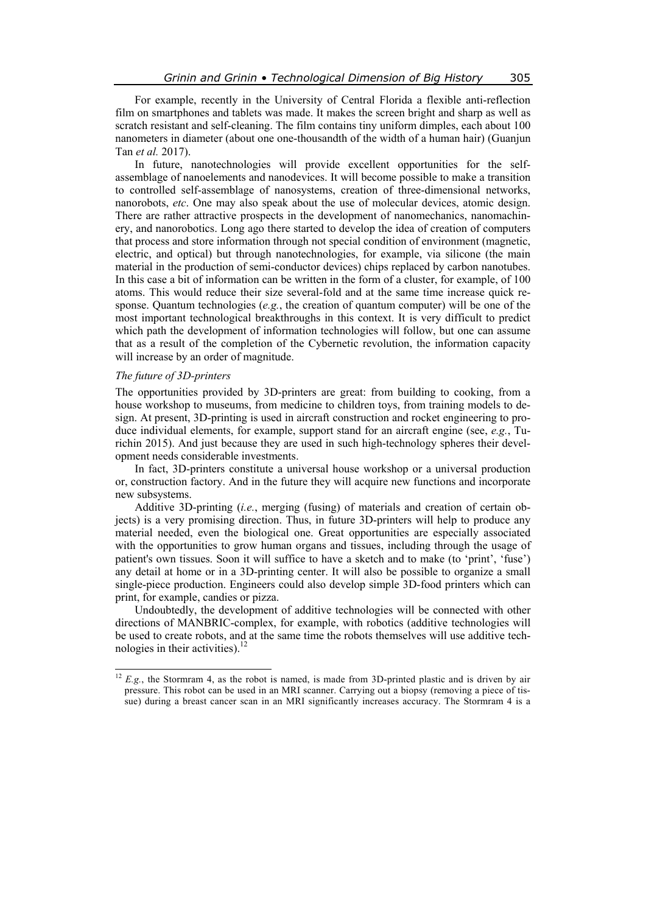For example, recently in the University of Central Florida a flexible anti-reflection film on smartphones and tablets was made. It makes the screen bright and sharp as well as scratch resistant and self-cleaning. The film contains tiny uniform dimples, each about 100 nanometers in diameter (about one one-thousandth of the width of a human hair) (Guanjun Tan *et al.* 2017).

In future, nanotechnologies will provide excellent opportunities for the self-assemblage of nanoelements and nanodevices. It will become possible to make a transition to controlled self-assemblage of nanosystems, creation of three-dimensional networks, nanorobots, *etc*. One may also speak about the use of molecular devices, atomic design. There are rather attractive prospects in the development of nanomechanics, nanomachinery, and nanorobotics. Long ago there started to develop the idea of creation of computers that process and store information through not special condition of environment (magnetic, electric, and optical) but through nanotechnologies, for example, via silicone (the main material in the production of semi-conductor devices) chips replaced by carbon nanotubes. In this case a bit of information can be written in the form of a cluster, for example, of 100 atoms. This would reduce their size several-fold and at the same time increase quick response. Quantum technologies (*e.g.*, the creation of quantum computer) will be one of the most important technological breakthroughs in this context. It is very difficult to predict which path the development of information technologies will follow, but one can assume that as a result of the completion of the Cybernetic revolution, the information capacity will increase by an order of magnitude.

*The future of 3D-printers*

The opportunities provided by 3D-printers are great: from building to cooking, from a house workshop to museums, from medicine to children toys, from training models to design. At present, 3D-printing is used in aircraft construction and rocket engineering to produce individual elements, for example, support stand for an aircraft engine (see, *e.g.*, Turichin 2015). And just because they are used in such high-technology spheres their development needs considerable investments.

In fact, 3D-printers constitute a universal house workshop or a universal production or, construction factory. And in the future they will acquire new functions and incorporate new subsystems.

Additive 3D-printing (*i.e.*, merging (fusing) of materials and creation of certain objects) is a very promising direction. Thus, in future 3D-printers will help to produce any material needed, even the biological one. Great opportunities are especially associated with the opportunities to grow human organs and tissues, including through the usage of patient's own tissues. Soon it will suffice to have a sketch and to make (to 'print', 'fuse') any detail at home or in a 3D-printing center. It will also be possible to organize a small single-piece production. Engineers could also develop simple 3D-food printers which can print, for example, candies or pizza.

Undoubtedly, the development of additive technologies will be connected with other directions of MANBRIC-complex, for example, with robotics (additive technologies will be used to create robots, and at the same time the robots themselves will use additive technologies in their activities).[12]

[12] *E.g.*, the Stormram 4, as the robot is named, is made from 3D-printed plastic and is driven by air pressure. This robot can be used in an MRI scanner. Carrying out a biopsy (removing a piece of tissue) during a breast cancer scan in an MRI significantly increases accuracy. The Stormram 4 is a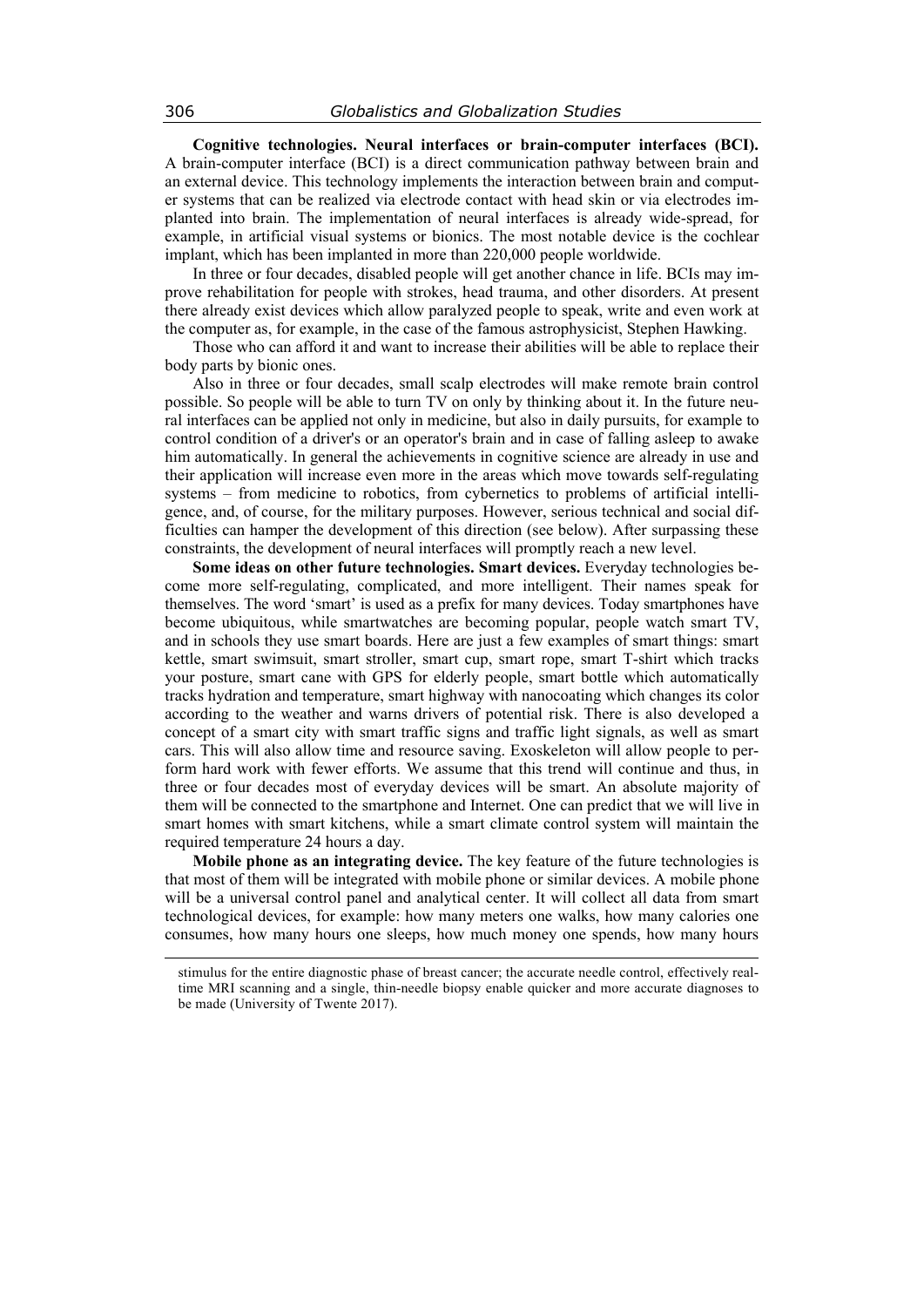**Cognitive technologies. Neural interfaces or brain-computer interfaces (BCI).** A brain-computer interface (BCI) is a direct communication pathway between brain and an external device. This technology implements the interaction between brain and computer systems that can be realized via electrode contact with head skin or via electrodes implanted into brain. The implementation of neural interfaces is already wide-spread, for example, in artificial visual systems or bionics. The most notable device is the cochlear implant, which has been implanted in more than 220,000 people worldwide.

In three or four decades, disabled people will get another chance in life. BCIs may improve rehabilitation for people with strokes, head trauma, and other disorders. At present there already exist devices which allow paralyzed people to speak, write and even work at the computer as, for example, in the case of the famous astrophysicist, Stephen Hawking.

Those who can afford it and want to increase their abilities will be able to replace their body parts by bionic ones.

Also in three or four decades, small scalp electrodes will make remote brain control possible. So people will be able to turn TV on only by thinking about it. In the future neural interfaces can be applied not only in medicine, but also in daily pursuits, for example to control condition of a driver's or an operator's brain and in case of falling asleep to awake him automatically. In general the achievements in cognitive science are already in use and their application will increase even more in the areas which move towards self-regulating systems – from medicine to robotics, from cybernetics to problems of artificial intelligence, and, of course, for the military purposes. However, serious technical and social difficulties can hamper the development of this direction (see below). After surpassing these constraints, the development of neural interfaces will promptly reach a new level.

**Some ideas on other future technologies. Smart devices.** Everyday technologies become more self-regulating, complicated, and more intelligent. Their names speak for themselves. The word 'smart' is used as a prefix for many devices. Today smartphones have become ubiquitous, while smartwatches are becoming popular, people watch smart TV, and in schools they use smart boards. Here are just a few examples of smart things: smart kettle, smart swimsuit, smart stroller, smart cup, smart rope, smart T-shirt which tracks your posture, smart cane with GPS for elderly people, smart bottle which automatically tracks hydration and temperature, smart highway with nanocoating which changes its color according to the weather and warns drivers of potential risk. There is also developed a concept of a smart city with smart traffic signs and traffic light signals, as well as smart cars. This will also allow time and resource saving. Exoskeleton will allow people to perform hard work with fewer efforts. We assume that this trend will continue and thus, in three or four decades most of everyday devices will be smart. An absolute majority of them will be connected to the smartphone and Internet. One can predict that we will live in smart homes with smart kitchens, while a smart climate control system will maintain the required temperature 24 hours a day.

**Mobile phone as an integrating device.** The key feature of the future technologies is that most of them will be integrated with mobile phone or similar devices. A mobile phone will be a universal control panel and analytical center. It will collect all data from smart technological devices, for example: how many meters one walks, how many calories one consumes, how many hours one sleeps, how much money one spends, how many hours

stimulus for the entire diagnostic phase of breast cancer; the accurate needle control, effectively real-time MRI scanning and a single, thin-needle biopsy enable quicker and more accurate diagnoses to be made (University of Twente 2017).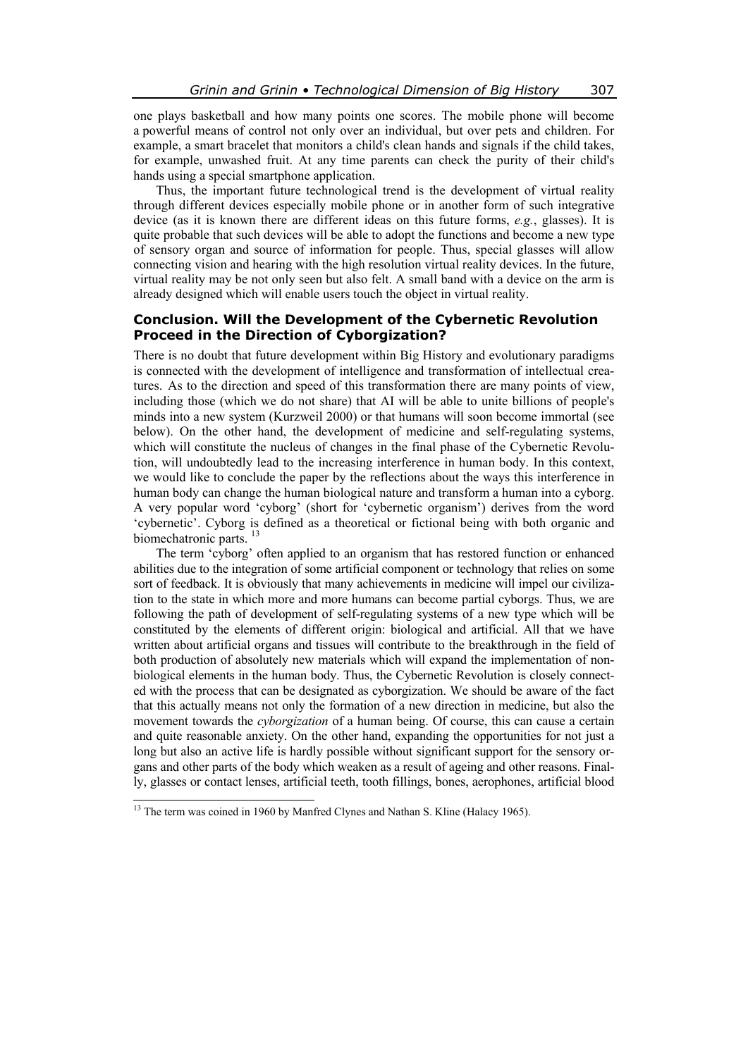one plays basketball and how many points one scores. The mobile phone will become a powerful means of control not only over an individual, but over pets and children. For example, a smart bracelet that monitors a child's clean hands and signals if the child takes, for example, unwashed fruit. At any time parents can check the purity of their child's hands using a special smartphone application.

Thus, the important future technological trend is the development of virtual reality through different devices especially mobile phone or in another form of such integrative device (as it is known there are different ideas on this future forms, *e.g.*, glasses). It is quite probable that such devices will be able to adopt the functions and become a new type of sensory organ and source of information for people. Thus, special glasses will allow connecting vision and hearing with the high resolution virtual reality devices. In the future, virtual reality may be not only seen but also felt. A small band with a device on the arm is already designed which will enable users touch the object in virtual reality.

## Conclusion. Will the Development of the Cybernetic Revolution Proceed in the Direction of Cyborgization?

There is no doubt that future development within Big History and evolutionary paradigms is connected with the development of intelligence and transformation of intellectual creatures. As to the direction and speed of this transformation there are many points of view, including those (which we do not share) that AI will be able to unite billions of people's minds into a new system (Kurzweil 2000) or that humans will soon become immortal (see below). On the other hand, the development of medicine and self-regulating systems, which will constitute the nucleus of changes in the final phase of the Cybernetic Revolution, will undoubtedly lead to the increasing interference in human body. In this context, we would like to conclude the paper by the reflections about the ways this interference in human body can change the human biological nature and transform a human into a cyborg. A very popular word 'cyborg' (short for 'cybernetic organism') derives from the word 'cybernetic'. Cyborg is defined as a theoretical or fictional being with both organic and biomechatronic parts. [13]

The term 'cyborg' often applied to an organism that has restored function or enhanced abilities due to the integration of some artificial component or technology that relies on some sort of feedback. It is obviously that many achievements in medicine will impel our civilization to the state in which more and more humans can become partial cyborgs. Thus, we are following the path of development of self-regulating systems of a new type which will be constituted by the elements of different origin: biological and artificial. All that we have written about artificial organs and tissues will contribute to the breakthrough in the field of both production of absolutely new materials which will expand the implementation of non-biological elements in the human body. Thus, the Cybernetic Revolution is closely connected with the process that can be designated as cyborgization. We should be aware of the fact that this actually means not only the formation of a new direction in medicine, but also the movement towards the *cyborgization* of a human being. Of course, this can cause a certain and quite reasonable anxiety. On the other hand, expanding the opportunities for not just a long but also an active life is hardly possible without significant support for the sensory organs and other parts of the body which weaken as a result of ageing and other reasons. Finally, glasses or contact lenses, artificial teeth, tooth fillings, bones, aerophones, artificial blood

[13] The term was coined in 1960 by Manfred Clynes and Nathan S. Kline (Halacy 1965).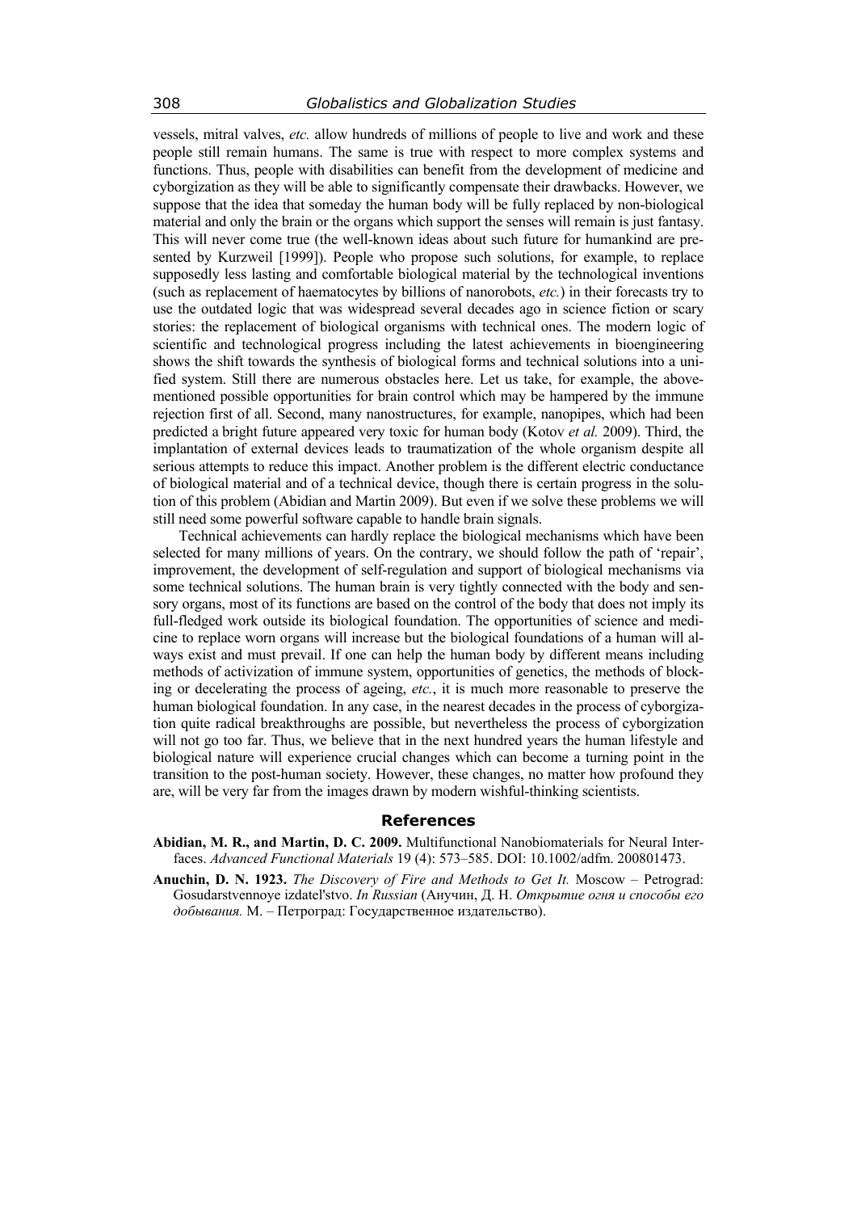vessels, mitral valves, *etc.* allow hundreds of millions of people to live and work and these people still remain humans. The same is true with respect to more complex systems and functions. Thus, people with disabilities can benefit from the development of medicine and cyborgization as they will be able to significantly compensate their drawbacks. However, we suppose that the idea that someday the human body will be fully replaced by non-biological material and only the brain or the organs which support the senses will remain is just fantasy. This will never come true (the well-known ideas about such future for humankind are presented by Kurzweil [1999]). People who propose such solutions, for example, to replace supposedly less lasting and comfortable biological material by the technological inventions (such as replacement of haematocytes by billions of nanorobots, *etc.*) in their forecasts try to use the outdated logic that was widespread several decades ago in science fiction or scary stories: the replacement of biological organisms with technical ones. The modern logic of scientific and technological progress including the latest achievements in bioengineering shows the shift towards the synthesis of biological forms and technical solutions into a unified system. Still there are numerous obstacles here. Let us take, for example, the above-mentioned possible opportunities for brain control which may be hampered by the immune rejection first of all. Second, many nanostructures, for example, nanopipes, which had been predicted a bright future appeared very toxic for human body (Kotov *et al.* 2009). Third, the implantation of external devices leads to traumatization of the whole organism despite all serious attempts to reduce this impact. Another problem is the different electric conductance of biological material and of a technical device, though there is certain progress in the solution of this problem (Abidian and Martin 2009). But even if we solve these problems we will still need some powerful software capable to handle brain signals.

Technical achievements can hardly replace the biological mechanisms which have been selected for many millions of years. On the contrary, we should follow the path of 'repair', improvement, the development of self-regulation and support of biological mechanisms via some technical solutions. The human brain is very tightly connected with the body and sensory organs, most of its functions are based on the control of the body that does not imply its full-fledged work outside its biological foundation. The opportunities of science and medicine to replace worn organs will increase but the biological foundations of a human will always exist and must prevail. If one can help the human body by different means including methods of activization of immune system, opportunities of genetics, the methods of blocking or decelerating the process of ageing, *etc.*, it is much more reasonable to preserve the human biological foundation. In any case, in the nearest decades in the process of cyborgization quite radical breakthroughs are possible, but nevertheless the process of cyborgization will not go too far. Thus, we believe that in the next hundred years the human lifestyle and biological nature will experience crucial changes which can become a turning point in the transition to the post-human society. However, these changes, no matter how profound they are, will be very far from the images drawn by modern wishful-thinking scientists.

## References

**Abidian, M. R., and Martin, D. C. 2009.** Multifunctional Nanobiomaterials for Neural Interfaces. *Advanced Functional Materials* 19 (4): 573–585. DOI: 10.1002/adfm. 200801473.

**Anuchin, D. N. 1923.** *The Discovery of Fire and Methods to Get It.* Moscow – Petrograd: Gosudarstvennoye izdatel'stvo. *In Russian* (Анучин, Д. Н. *Открытие огня и способы его добывания.* М. – Петроград: Государственное издательство).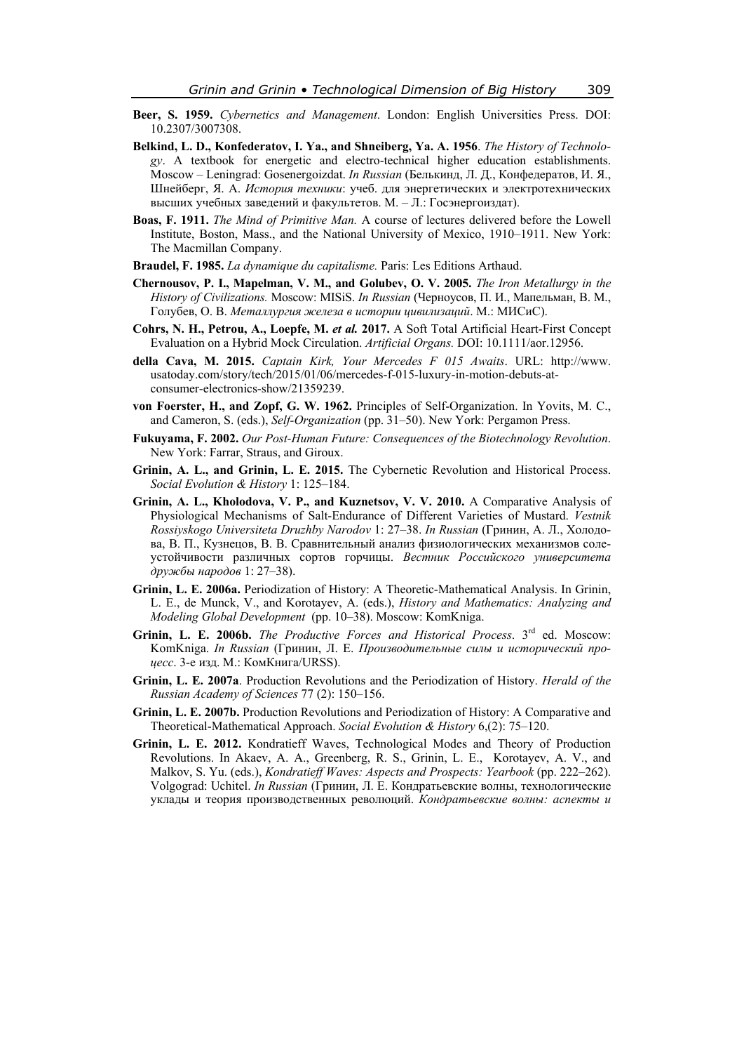**Beer, S. 1959.** *Cybernetics and Management*. London: English Universities Press. DOI: 10.2307/3007308.

**Belkind, L. D., Konfederatov, I. Ya., and Shneiberg, Ya. A. 1956**. *The History of Technology*. A textbook for energetic and electro-technical higher education establishments. Moscow – Leningrad: Gosenergoizdat. *In Russian* (Белькинд, Л. Д., Конфедератов, И. Я., Шнейберг, Я. А. *История техники*: учеб. для энергетических и электротехнических высших учебных заведений и факультетов. М. – Л.: Госэнергоиздат).

**Boas, F. 1911.** *The Mind of Primitive Man.* A course of lectures delivered before the Lowell Institute, Boston, Mass., and the National University of Mexico, 1910–1911. New York: The Macmillan Company.

**Braudel, F. 1985.** *La dynamique du capitalisme.* Paris: Les Editions Arthaud.

**Chernousov, P. I., Mapelman, V. M., and Golubev, O. V. 2005.** *The Iron Metallurgy in the History of Civilizations.* Moscow: MISiS. *In Russian* (Черноусов, П. И., Мапельман, В. М., Голубев, О. В. *Металлургия железа в истории цивилизаций*. М.: МИСиС).

**Cohrs, N. H., Petrou, A., Loepfe, M. *et al.* 2017.** A Soft Total Artificial Heart-First Concept Evaluation on a Hybrid Mock Circulation. *Artificial Organs.* DOI: 10.1111/aor.12956.

**della Cava, M. 2015.** *Captain Kirk, Your Mercedes F 015 Awaits*. URL: http://www.usatoday.com/story/tech/2015/01/06/mercedes-f-015-luxury-in-motion-debuts-at-consumer-electronics-show/21359239.

**von Foerster, H., and Zopf, G. W. 1962.** Principles of Self-Organization. In Yovits, M. C., and Cameron, S. (eds.), *Self-Organization* (pp. 31–50). New York: Pergamon Press.

**Fukuyama, F. 2002.** *Our Post-Human Future: Consequences of the Biotechnology Revolution*. New York: Farrar, Straus, and Giroux.

**Grinin, A. L., and Grinin, L. E. 2015.** The Cybernetic Revolution and Historical Process. *Social Evolution & History* 1: 125–184.

**Grinin, A. L., Kholodova, V. P., and Kuznetsov, V. V. 2010.** A Comparative Analysis of Physiological Mechanisms of Salt-Endurance of Different Varieties of Mustard. *Vestnik Rossiyskogo Universiteta Druzhby Narodov* 1: 27–38. *In Russian* (Гринин, А. Л., Холодова, В. П., Кузнецов, В. В. Сравнительный анализ физиологических механизмов солеустойчивости различных сортов горчицы. *Вестник Российского университета дружбы народов* 1: 27–38).

**Grinin, L. E. 2006a.** Periodization of History: A Theoretic-Mathematical Analysis. In Grinin, L. E., de Munck, V., and Korotayev, A. (eds.), *History and Mathematics: Analyzing and Modeling Global Development* (pp. 10–38). Moscow: KomKniga.

**Grinin, L. E. 2006b.** *The Productive Forces and Historical Process*. 3rd ed. Moscow: KomKniga. *In Russian* (Гринин, Л. Е. *Производительные силы и исторический процесс*. 3-е изд. М.: КомКнига/URSS).

**Grinin, L. E. 2007a**. Production Revolutions and the Periodization of History. *Herald of the Russian Academy of Sciences* 77 (2): 150–156.

**Grinin, L. E. 2007b.** Production Revolutions and Periodization of History: A Comparative and Theoretical-Mathematical Approach. *Social Evolution & History* 6,(2): 75–120.

**Grinin, L. E. 2012.** Kondratieff Waves, Technological Modes and Theory of Production Revolutions. In Akaev, A. A., Greenberg, R. S., Grinin, L. E., Korotayev, A. V., and Malkov, S. Yu. (eds.), *Kondratieff Waves: Aspects and Prospects: Yearbook* (pp. 222–262). Volgograd: Uchitel. *In Russian* (Гринин, Л. Е. Кондратьевские волны, технологические уклады и теория производственных революций. *Кондратьевские волны: аспекты и*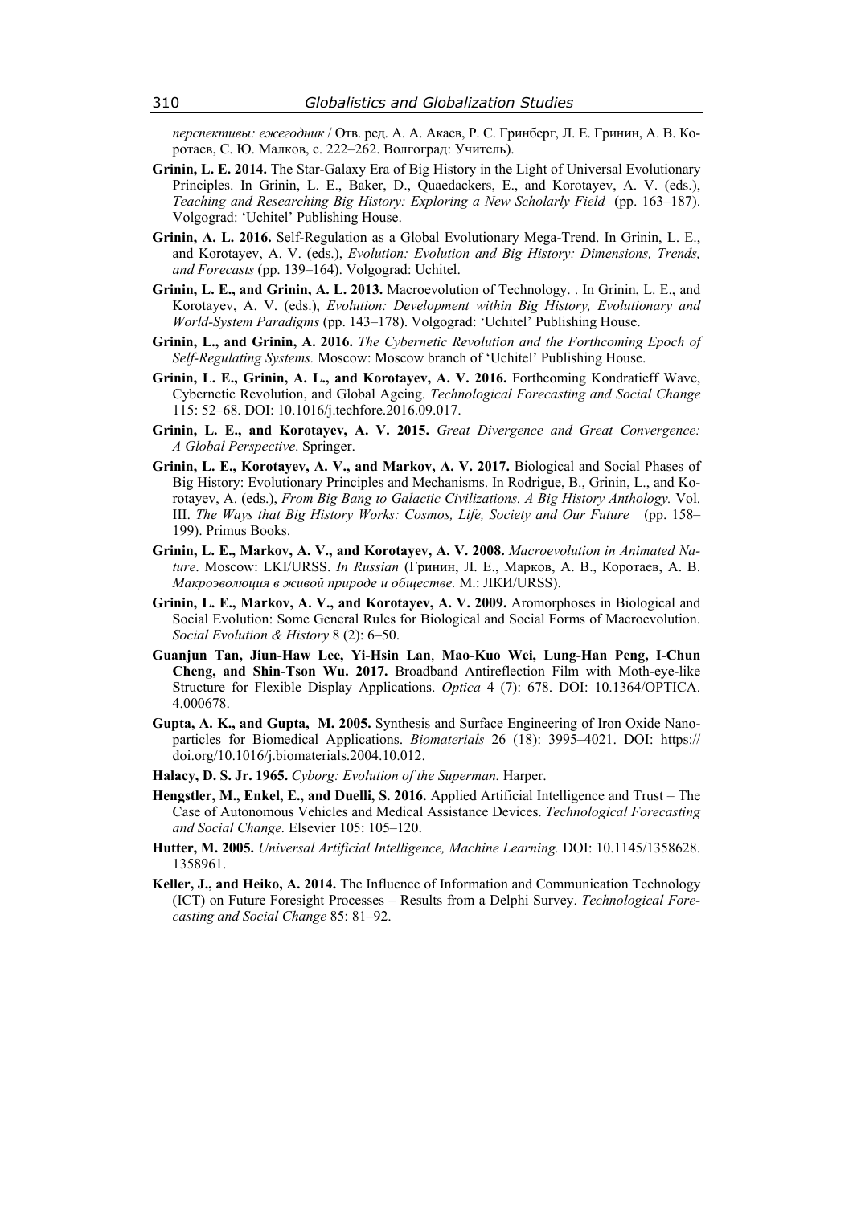*перспективы: ежегодник* / Отв. ред. А. А. Акаев, Р. С. Гринберг, Л. Е. Гринин, А. В. Коротаев, С. Ю. Малков, с. 222–262. Волгоград: Учитель).

**Grinin, L. E. 2014.** The Star-Galaxy Era of Big History in the Light of Universal Evolutionary Principles. In Grinin, L. E., Baker, D., Quaedackers, E., and Korotayev, A. V. (eds.), *Teaching and Researching Big History: Exploring a New Scholarly Field* (pp. 163–187). Volgograd: 'Uchitel' Publishing House.

**Grinin, A. L. 2016.** Self-Regulation as a Global Evolutionary Mega-Trend. In Grinin, L. E., and Korotayev, A. V. (eds.), *Evolution: Evolution and Big History: Dimensions, Trends, and Forecasts* (pp. 139–164). Volgograd: Uchitel.

**Grinin, L. E., and Grinin, A. L. 2013.** Macroevolution of Technology. . In Grinin, L. E., and Korotayev, A. V. (eds.), *Evolution: Development within Big History, Evolutionary and World-System Paradigms* (pp. 143–178). Volgograd: 'Uchitel' Publishing House.

**Grinin, L., and Grinin, A. 2016.** *The Cybernetic Revolution and the Forthcoming Epoch of Self-Regulating Systems.* Moscow: Moscow branch of 'Uchitel' Publishing House.

**Grinin, L. E., Grinin, A. L., and Korotayev, A. V. 2016.** Forthcoming Kondratieff Wave, Cybernetic Revolution, and Global Ageing. *Technological Forecasting and Social Change* 115: 52–68. DOI: 10.1016/j.techfore.2016.09.017.

**Grinin, L. E., and Korotayev, A. V. 2015.** *Great Divergence and Great Convergence: A Global Perspective*. Springer.

**Grinin, L. E., Korotayev, A. V., and Markov, A. V. 2017.** Biological and Social Phases of Big History: Evolutionary Principles and Mechanisms. In Rodrigue, B., Grinin, L., and Korotayev, A. (eds.), *From Big Bang to Galactic Civilizations. A Big History Anthology.* Vol. III. *The Ways that Big History Works: Cosmos, Life, Society and Our Future* (pp. 158–199). Primus Books.

**Grinin, L. E., Markov, A. V., and Korotayev, A. V. 2008.** *Macroevolution in Animated Nature*. Moscow: LKI/URSS. *In Russian* (Гринин, Л. Е., Марков, А. В., Коротаев, А. В. *Макроэволюция в живой природе и обществе.* М.: ЛКИ/URSS).

**Grinin, L. E., Markov, A. V., and Korotayev, A. V. 2009.** Aromorphoses in Biological and Social Evolution: Some General Rules for Biological and Social Forms of Macroevolution. *Social Evolution & History* 8 (2): 6–50.

**Guanjun Tan, Jiun-Haw Lee, Yi-Hsin Lan**, **Mao-Kuo Wei, Lung-Han Peng, I-Chun Cheng, and Shin-Tson Wu. 2017.** Broadband Antireflection Film with Moth-eye-like Structure for Flexible Display Applications. *Optica* 4 (7): 678. DOI: 10.1364/OPTICA.4.000678.

**Gupta, A. K., and Gupta, M. 2005.** Synthesis and Surface Engineering of Iron Oxide Nanoparticles for Biomedical Applications. *Biomaterials* 26 (18): 3995–4021. DOI: https://doi.org/10.1016/j.biomaterials.2004.10.012.

**Halacy, D. S. Jr. 1965.** *Cyborg: Evolution of the Superman.* Harper.

**Hengstler, M., Enkel, E., and Duelli, S. 2016.** Applied Artificial Intelligence and Trust – The Case of Autonomous Vehicles and Medical Assistance Devices. *Technological Forecasting and Social Change.* Elsevier 105: 105–120.

**Hutter, M. 2005.** *Universal Artificial Intelligence, Machine Learning.* DOI: 10.1145/1358628.1358961.

**Keller, J., and Heiko, A. 2014.** The Influence of Information and Communication Technology (ICT) on Future Foresight Processes – Results from a Delphi Survey. *Technological Forecasting and Social Change* 85: 81–92.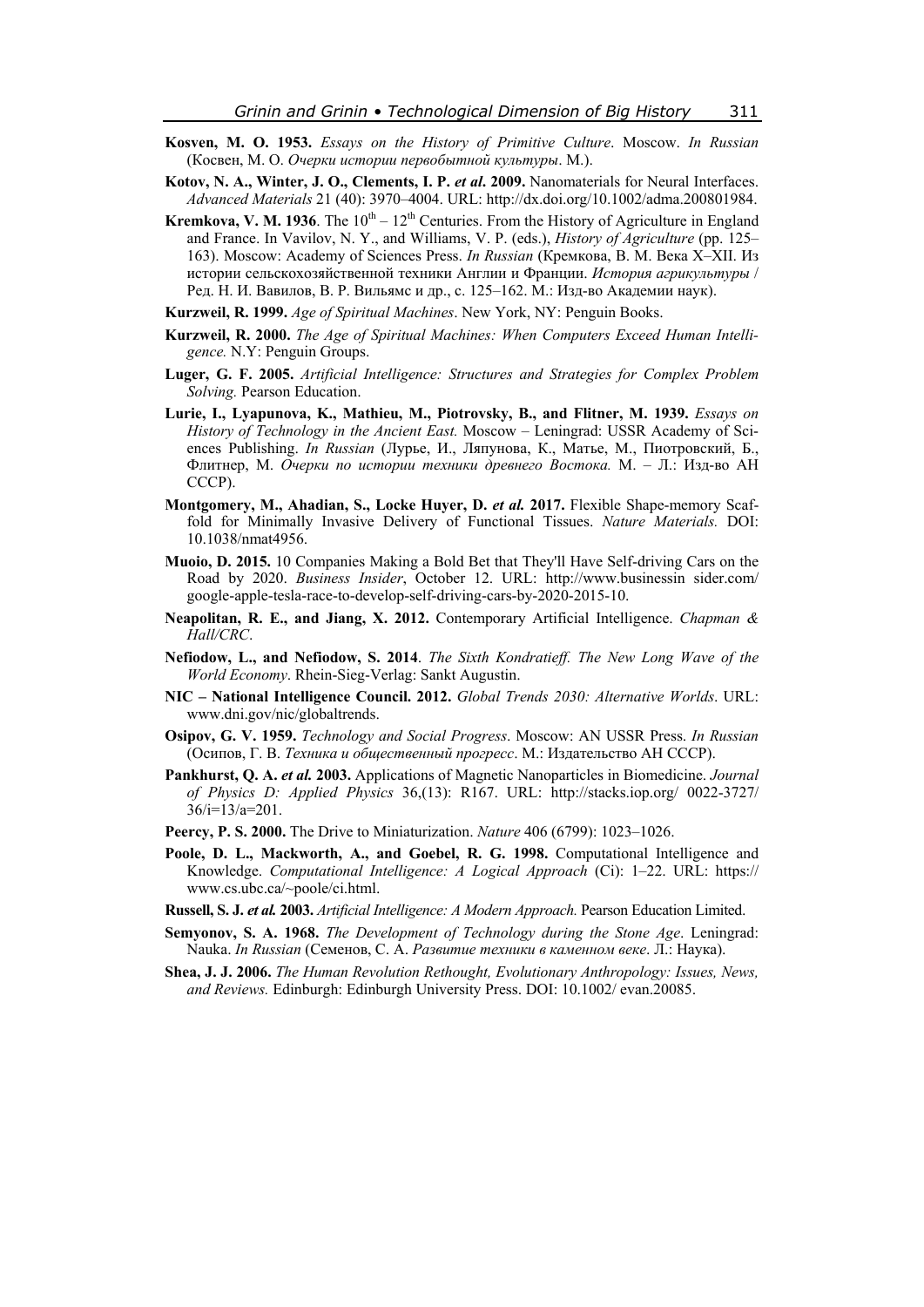**Kosven, M. O. 1953.** *Essays on the History of Primitive Culture*. Moscow. *In Russian* (Косвен, М. О. *Очерки истории первобытной культуры*. М.).

**Kotov, N. A., Winter, J. O., Clements, I. P.** ***et al*****. 2009.** Nanomaterials for Neural Interfaces. *Advanced Materials* 21 (40): 3970–4004. URL: http://dx.doi.org/10.1002/adma.200801984.

**Kremkova, V. M. 1936**. The $10^{th}$ – $12^{th}$ Centuries. From the History of Agriculture in England and France. In Vavilov, N. Y., and Williams, V. P. (eds.), *History of Agriculture* (pp. 125–163). Moscow: Academy of Sciences Press. *In Russian* (Кремкова, В. М. Века X–XII. Из истории сельскохозяйственной техники Англии и Франции. *История агрикультуры* / Ред. Н. И. Вавилов, В. Р. Вильямс и др., с. 125–162. М.: Изд-во Академии наук).

**Kurzweil, R. 1999.** *Age of Spiritual Machines*. New York, NY: Penguin Books.

**Kurzweil, R. 2000.** *The Age of Spiritual Machines: When Computers Exceed Human Intelligence.* N.Y: Penguin Groups.

**Luger, G. F. 2005.** *Artificial Intelligence: Structures and Strategies for Complex Problem Solving.* Pearson Education.

**Lurie, I., Lyapunova, K., Mathieu, M., Piotrovsky, B., and Flitner, M. 1939.** *Essays on History of Technology in the Ancient East.* Moscow – Leningrad: USSR Academy of Sciences Publishing. *In Russian* (Лурье, И., Ляпунова, К., Матье, М., Пиотровский, Б., Флитнер, М. *Очерки по истории техники древнего Востока.* М. – Л.: Изд-во АН СССР).

**Montgomery, M., Ahadian, S., Locke Huyer, D.** ***et al.*** **2017.** Flexible Shape-memory Scaffold for Minimally Invasive Delivery of Functional Tissues. *Nature Materials.* DOI: 10.1038/nmat4956.

**Muoio, D. 2015.** 10 Companies Making a Bold Bet that They'll Have Self-driving Cars on the Road by 2020. *Business Insider*, October 12. URL: http://www.businessin sider.com/google-apple-tesla-race-to-develop-self-driving-cars-by-2020-2015-10.

**Neapolitan, R. E., and Jiang, X. 2012.** Contemporary Artificial Intelligence. *Chapman & Hall/CRC*.

**Nefiodow, L., and Nefiodow, S. 2014**. *The Sixth Kondratieff. The New Long Wave of the World Economy*. Rhein-Sieg-Verlag: Sankt Augustin.

**NIC – National Intelligence Council. 2012.** *Global Trends 2030: Alternative Worlds*. URL: www.dni.gov/nic/globaltrends.

**Osipov, G. V. 1959.** *Technology and Social Progress*. Moscow: AN USSR Press. *In Russian* (Осипов, Г. В. *Техника и общественный прогресс*. М.: Издательство АН СССР).

**Pankhurst, Q. A.** ***et al.*** **2003.** Applications of Magnetic Nanoparticles in Biomedicine. *Journal of Physics D: Applied Physics* 36,(13): R167. URL: http://stacks.iop.org/ 0022-3727/36/i=13/a=201.

**Peercy, P. S. 2000.** The Drive to Miniaturization. *Nature* 406 (6799): 1023–1026.

**Poole, D. L., Mackworth, A., and Goebel, R. G. 1998.** Computational Intelligence and Knowledge. *Computational Intelligence: A Logical Approach* (Ci): 1–22. URL: https://www.cs.ubc.ca/~poole/ci.html.

**Russell, S. J.** ***et al.*** **2003.** *Artificial Intelligence: A Modern Approach.* Pearson Education Limited.

**Semyonov, S. A. 1968.** *The Development of Technology during the Stone Age*. Leningrad: Nauka. *In Russian* (Семенов, С. А. *Развитие техники в каменном веке*. Л.: Наука).

**Shea, J. J. 2006.** *The Human Revolution Rethought, Evolutionary Anthropology: Issues, News, and Reviews.* Edinburgh: Edinburgh University Press. DOI: 10.1002/ evan.20085.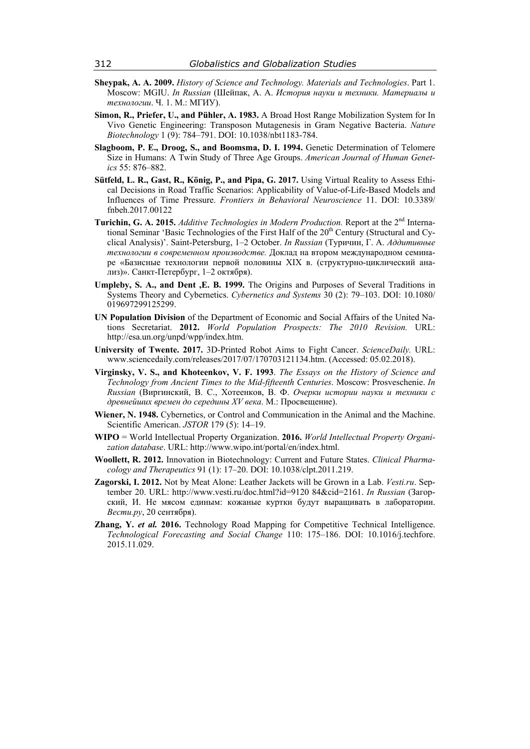**Sheypak, A. A. 2009.** *History of Science and Technology. Materials and Technologies*. Part 1. Moscow: MGIU. *In Russian* (Шейпак, А. А. *История науки и техники. Материалы и технологии*. Ч. 1. М.: МГИУ).

**Simon, R., Priefer, U., and Pühler, A. 1983.** A Broad Host Range Mobilization System for In Vivo Genetic Engineering: Transposon Mutagenesis in Gram Negative Bacteria. *Nature Biotechnology* 1 (9): 784–791. DOI: 10.1038/nbt1183-784.

**Slagboom, P. E., Droog, S., and Boomsma, D. I. 1994.** Genetic Determination of Telomere Size in Humans: A Twin Study of Three Age Groups. *American Journal of Human Genetics* 55: 876–882.

**Sütfeld, L. R., Gast, R., König, P., and Pipa, G. 2017.** Using Virtual Reality to Assess Ethical Decisions in Road Traffic Scenarios: Applicability of Value-of-Life-Based Models and Influences of Time Pressure. *Frontiers in Behavioral Neuroscience* 11. DOI: 10.3389/fnbeh.2017.00122

**Turichin, G. A. 2015.** *Additive Technologies in Modern Production.* Report at the 2nd International Seminar 'Basic Technologies of the First Half of the 20th Century (Structural and Cyclical Analysis)'. Saint-Petersburg, 1–2 October. *In Russian* (Туричин, Г. А. *Аддитивные технологии в современном производстве.* Доклад на втором международном семинаре «Базисные технологии первой половины XIX в. (структурно-циклический анализ)». Санкт-Петербург, 1–2 октября).

**Umpleby, S. A., and Dent ,E. B. 1999.** The Origins and Purposes of Several Traditions in Systems Theory and Cybernetics. *Cybernetics and Systems* 30 (2): 79–103. DOI: 10.1080/019697299125299.

**UN Population Division** of the Department of Economic and Social Affairs of the United Nations Secretariat. **2012.** *World Population Prospects: The 2010 Revision.* URL: http://esa.un.org/unpd/wpp/index.htm.

**University of Twente. 2017.** 3D-Printed Robot Aims to Fight Cancer. *ScienceDaily.* URL: www.sciencedaily.com/releases/2017/07/170703121134.htm. (Accessed: 05.02.2018).

**Virginsky, V. S., and Khoteenkov, V. F. 1993**. *The Essays on the History of Science and Technology from Ancient Times to the Mid-fifteenth Centuries*. Moscow: Prosveschenie. *In Russian* (Виргинский, В. С., Хотеенков, В. Ф. *Очерки истории науки и техники с древнейших времен до середины XV века*. М.: Просвещение).

**Wiener, N. 1948.** Cybernetics, or Control and Communication in the Animal and the Machine. Scientific American. *JSTOR* 179 (5): 14–19.

**WIPO** = World Intellectual Property Organization. **2016.** *World Intellectual Property Organization database*. URL: http://www.wipo.int/portal/en/index.html.

**Woollett, R. 2012.** Innovation in Biotechnology: Current and Future States. *Clinical Pharmacology and Therapeutics* 91 (1): 17–20. DOI: 10.1038/clpt.2011.219.

**Zagorski, I. 2012.** Not by Meat Alone: Leather Jackets will be Grown in a Lab. *Vesti.ru*. September 20. URL: http://www.vesti.ru/doc.html?id=9120 84&cid=2161. *In Russian* (Загорский, И. Не мясом единым: кожаные куртки будут выращивать в лаборатории. *Вести.ру*, 20 сентября).

**Zhang, Y. *et al.* 2016.** Technology Road Mapping for Competitive Technical Intelligence. *Technological Forecasting and Social Change* 110: 175–186. DOI: 10.1016/j.techfore.2015.11.029.